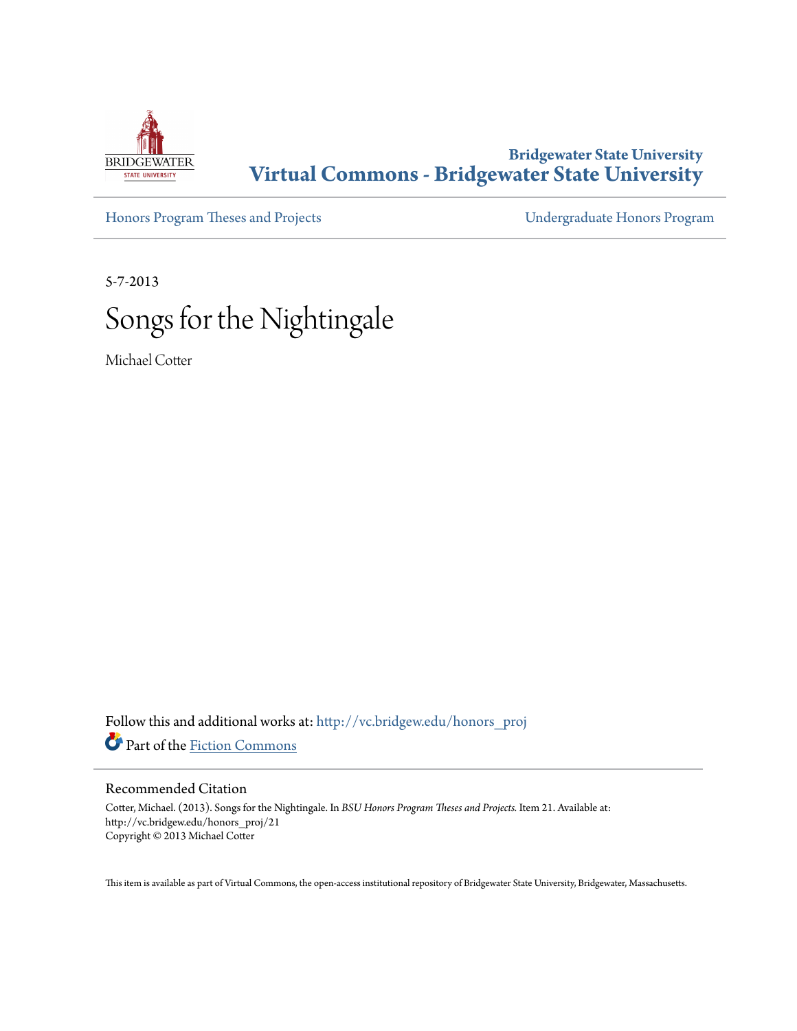**Bridgewater State University**
**Virtual Commons - Bridgewater State University**

Honors Program Theses and Projects

Undergraduate Honors Program

5-7-2013

# Songs for the Nightingale

Michael Cotter

Follow this and additional works at: http://vc.bridgew.edu/honors_proj

Part of the Fiction Commons

## Recommended Citation

Cotter, Michael. (2013). Songs for the Nightingale. In *BSU Honors Program Theses and Projects.* Item 21. Available at: http://vc.bridgew.edu/honors_proj/21
Copyright © 2013 Michael Cotter

This item is available as part of Virtual Commons, the open-access institutional repository of Bridgewater State University, Bridgewater, Massachusetts.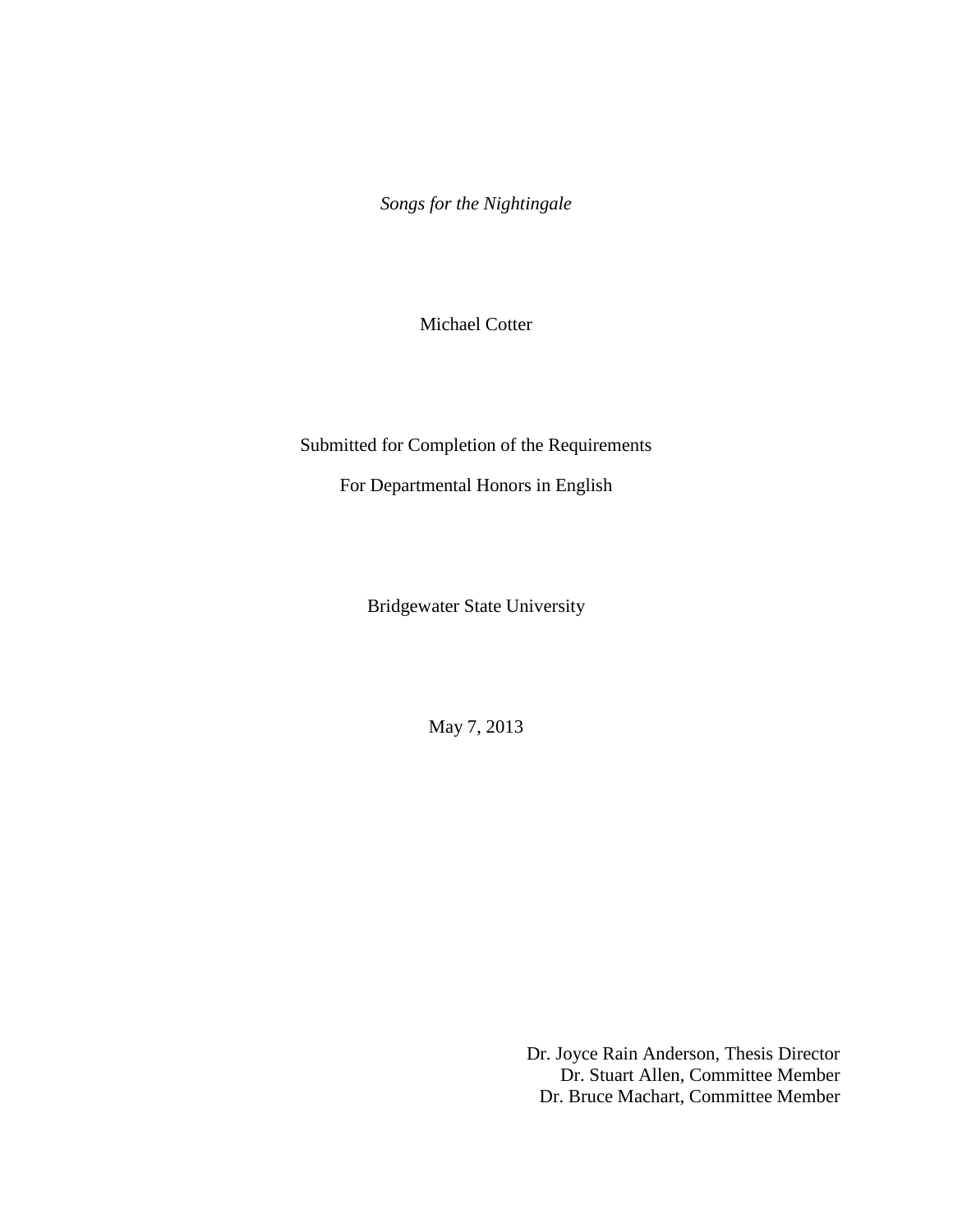*Songs for the Nightingale*

Michael Cotter

Submitted for Completion of the Requirements

For Departmental Honors in English

Bridgewater State University

May 7, 2013

Dr. Joyce Rain Anderson, Thesis Director
Dr. Stuart Allen, Committee Member
Dr. Bruce Machart, Committee Member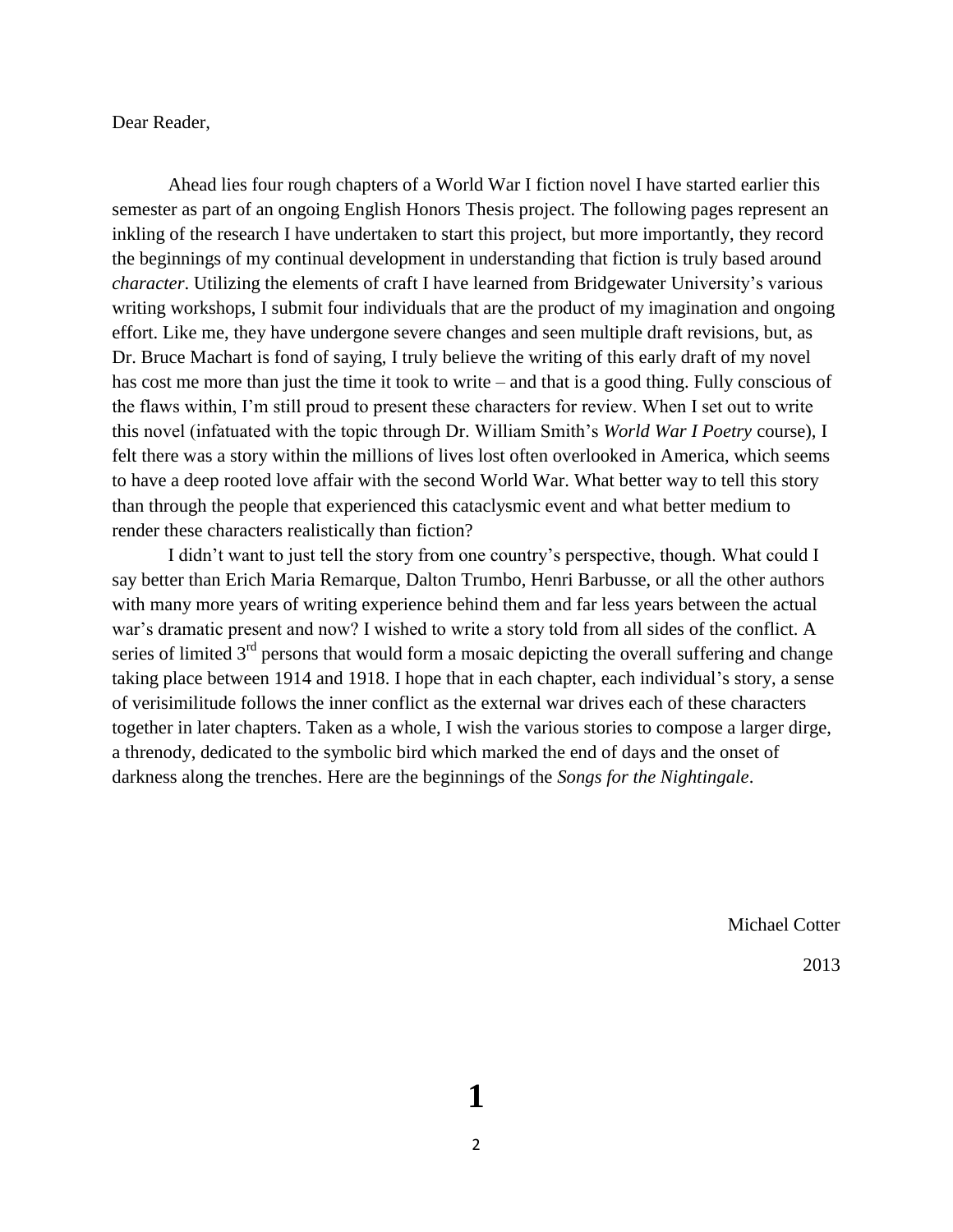Dear Reader,

Ahead lies four rough chapters of a World War I fiction novel I have started earlier this semester as part of an ongoing English Honors Thesis project. The following pages represent an inkling of the research I have undertaken to start this project, but more importantly, they record the beginnings of my continual development in understanding that fiction is truly based around *character*. Utilizing the elements of craft I have learned from Bridgewater University's various writing workshops, I submit four individuals that are the product of my imagination and ongoing effort. Like me, they have undergone severe changes and seen multiple draft revisions, but, as Dr. Bruce Machart is fond of saying, I truly believe the writing of this early draft of my novel has cost me more than just the time it took to write – and that is a good thing. Fully conscious of the flaws within, I'm still proud to present these characters for review. When I set out to write this novel (infatuated with the topic through Dr. William Smith's *World War I Poetry* course), I felt there was a story within the millions of lives lost often overlooked in America, which seems to have a deep rooted love affair with the second World War. What better way to tell this story than through the people that experienced this cataclysmic event and what better medium to render these characters realistically than fiction?

I didn't want to just tell the story from one country's perspective, though. What could I say better than Erich Maria Remarque, Dalton Trumbo, Henri Barbusse, or all the other authors with many more years of writing experience behind them and far less years between the actual war's dramatic present and now? I wished to write a story told from all sides of the conflict. A series of limited 3rd persons that would form a mosaic depicting the overall suffering and change taking place between 1914 and 1918. I hope that in each chapter, each individual's story, a sense of verisimilitude follows the inner conflict as the external war drives each of these characters together in later chapters. Taken as a whole, I wish the various stories to compose a larger dirge, a threnody, dedicated to the symbolic bird which marked the end of days and the onset of darkness along the trenches. Here are the beginnings of the *Songs for the Nightingale*.

Michael Cotter

2013

# 1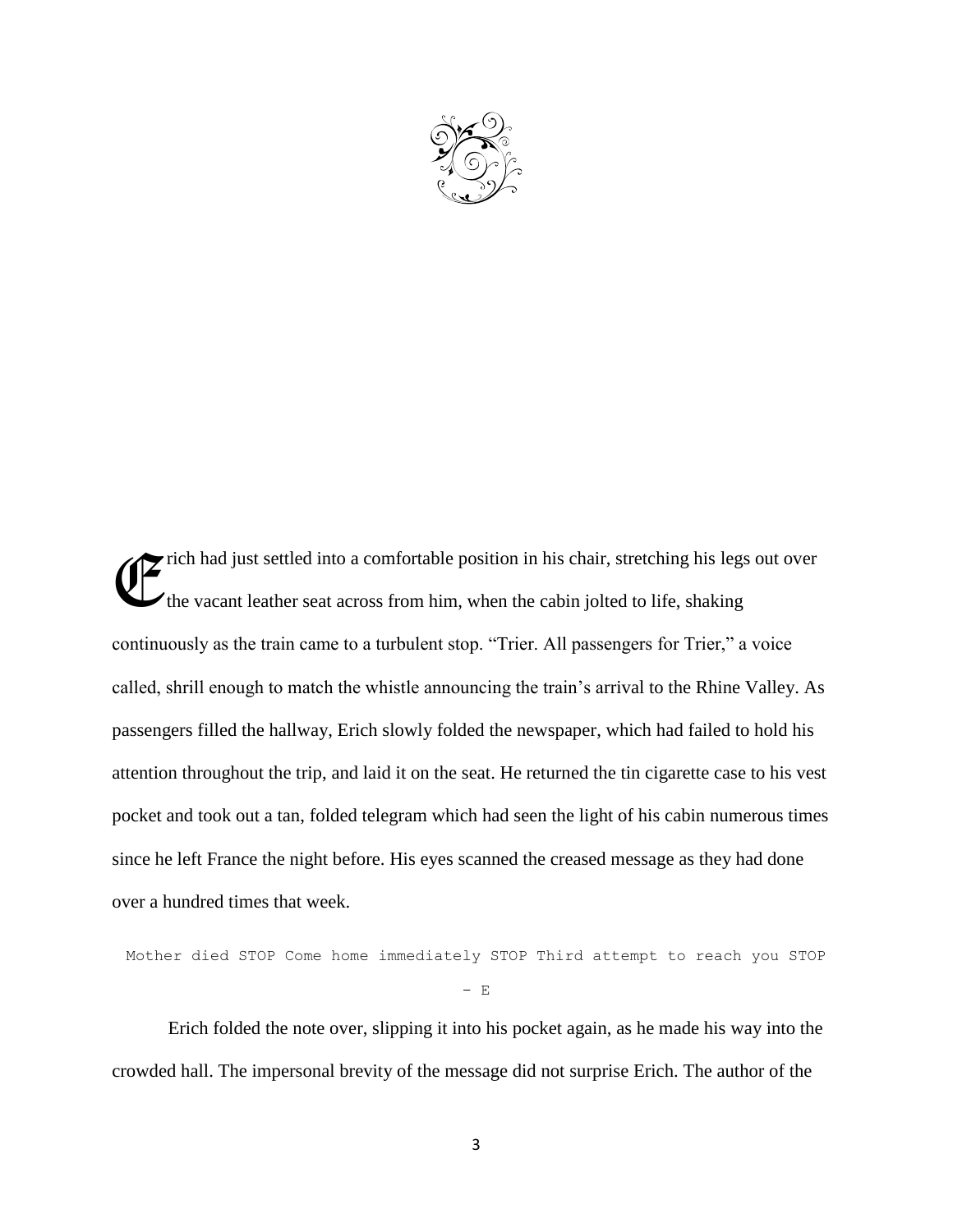Erich had just settled into a comfortable position in his chair, stretching his legs out over the vacant leather seat across from him, when the cabin jolted to life, shaking continuously as the train came to a turbulent stop. "Trier. All passengers for Trier," a voice called, shrill enough to match the whistle announcing the train's arrival to the Rhine Valley. As passengers filled the hallway, Erich slowly folded the newspaper, which had failed to hold his attention throughout the trip, and laid it on the seat. He returned the tin cigarette case to his vest pocket and took out a tan, folded telegram which had seen the light of his cabin numerous times since he left France the night before. His eyes scanned the creased message as they had done over a hundred times that week.

```
Mother died STOP Come home immediately STOP Third attempt to reach you STOP
- E
```

Erich folded the note over, slipping it into his pocket again, as he made his way into the crowded hall. The impersonal brevity of the message did not surprise Erich. The author of the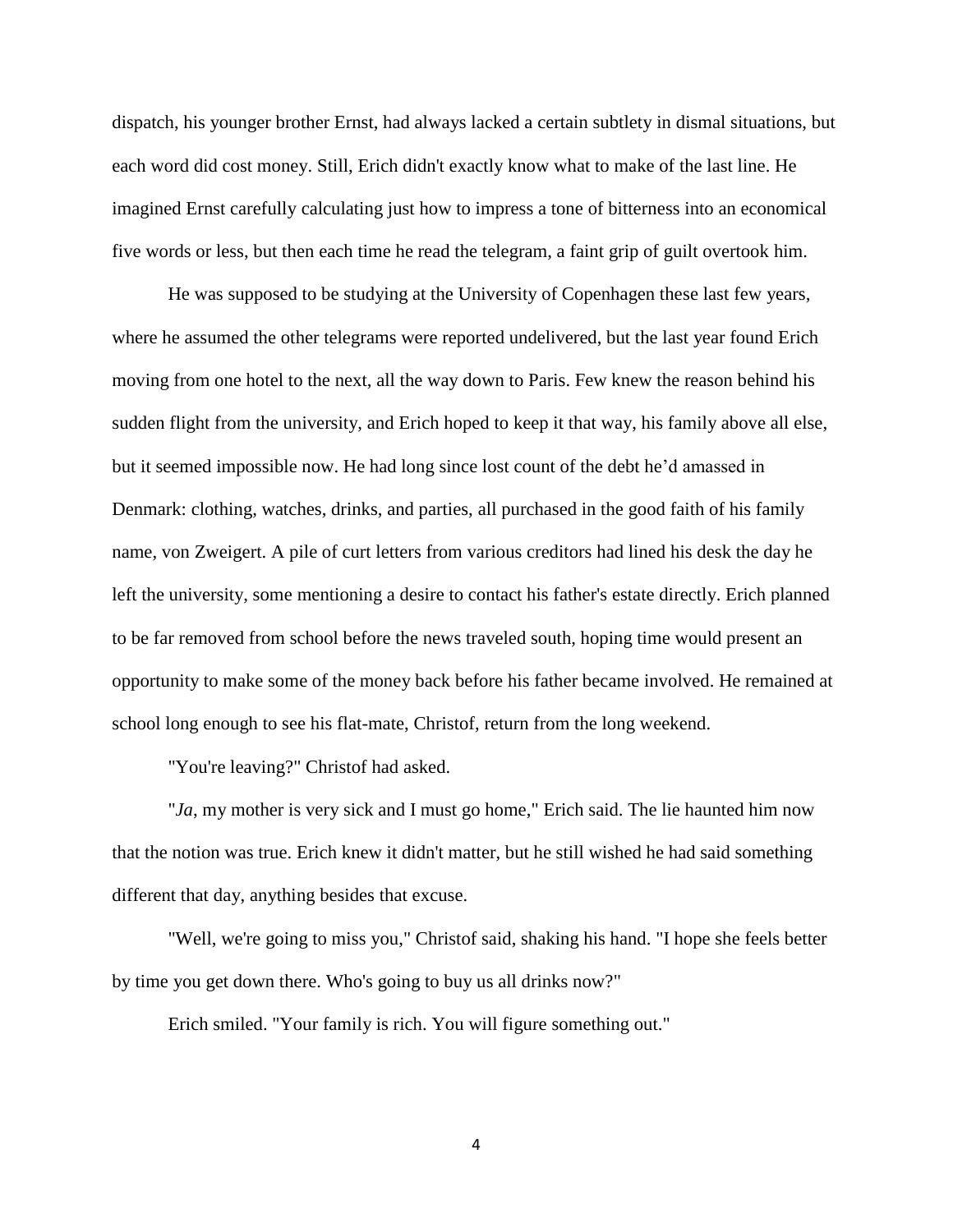dispatch, his younger brother Ernst, had always lacked a certain subtlety in dismal situations, but each word did cost money. Still, Erich didn't exactly know what to make of the last line. He imagined Ernst carefully calculating just how to impress a tone of bitterness into an economical five words or less, but then each time he read the telegram, a faint grip of guilt overtook him.

He was supposed to be studying at the University of Copenhagen these last few years, where he assumed the other telegrams were reported undelivered, but the last year found Erich moving from one hotel to the next, all the way down to Paris. Few knew the reason behind his sudden flight from the university, and Erich hoped to keep it that way, his family above all else, but it seemed impossible now. He had long since lost count of the debt he'd amassed in Denmark: clothing, watches, drinks, and parties, all purchased in the good faith of his family name, von Zweigert. A pile of curt letters from various creditors had lined his desk the day he left the university, some mentioning a desire to contact his father's estate directly. Erich planned to be far removed from school before the news traveled south, hoping time would present an opportunity to make some of the money back before his father became involved. He remained at school long enough to see his flat-mate, Christof, return from the long weekend.

"You're leaving?" Christof had asked.

"*Ja*, my mother is very sick and I must go home," Erich said. The lie haunted him now that the notion was true. Erich knew it didn't matter, but he still wished he had said something different that day, anything besides that excuse.

"Well, we're going to miss you," Christof said, shaking his hand. "I hope she feels better by time you get down there. Who's going to buy us all drinks now?"

Erich smiled. "Your family is rich. You will figure something out."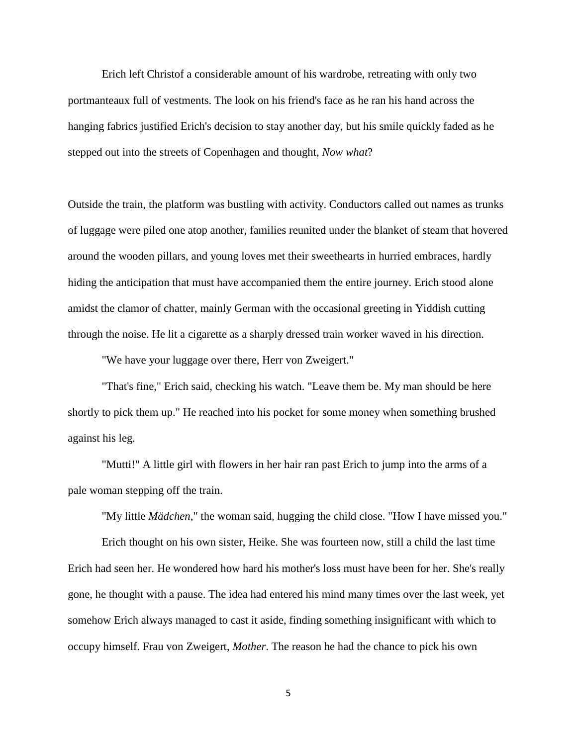Erich left Christof a considerable amount of his wardrobe, retreating with only two portmanteaux full of vestments. The look on his friend's face as he ran his hand across the hanging fabrics justified Erich's decision to stay another day, but his smile quickly faded as he stepped out into the streets of Copenhagen and thought, *Now what*?

Outside the train, the platform was bustling with activity. Conductors called out names as trunks of luggage were piled one atop another, families reunited under the blanket of steam that hovered around the wooden pillars, and young loves met their sweethearts in hurried embraces, hardly hiding the anticipation that must have accompanied them the entire journey. Erich stood alone amidst the clamor of chatter, mainly German with the occasional greeting in Yiddish cutting through the noise. He lit a cigarette as a sharply dressed train worker waved in his direction.

"We have your luggage over there, Herr von Zweigert."

"That's fine," Erich said, checking his watch. "Leave them be. My man should be here shortly to pick them up." He reached into his pocket for some money when something brushed against his leg.

"Mutti!" A little girl with flowers in her hair ran past Erich to jump into the arms of a pale woman stepping off the train.

"My little *Mädchen*," the woman said, hugging the child close. "How I have missed you."

Erich thought on his own sister, Heike. She was fourteen now, still a child the last time Erich had seen her. He wondered how hard his mother's loss must have been for her. She's really gone, he thought with a pause. The idea had entered his mind many times over the last week, yet somehow Erich always managed to cast it aside, finding something insignificant with which to occupy himself. Frau von Zweigert, *Mother*. The reason he had the chance to pick his own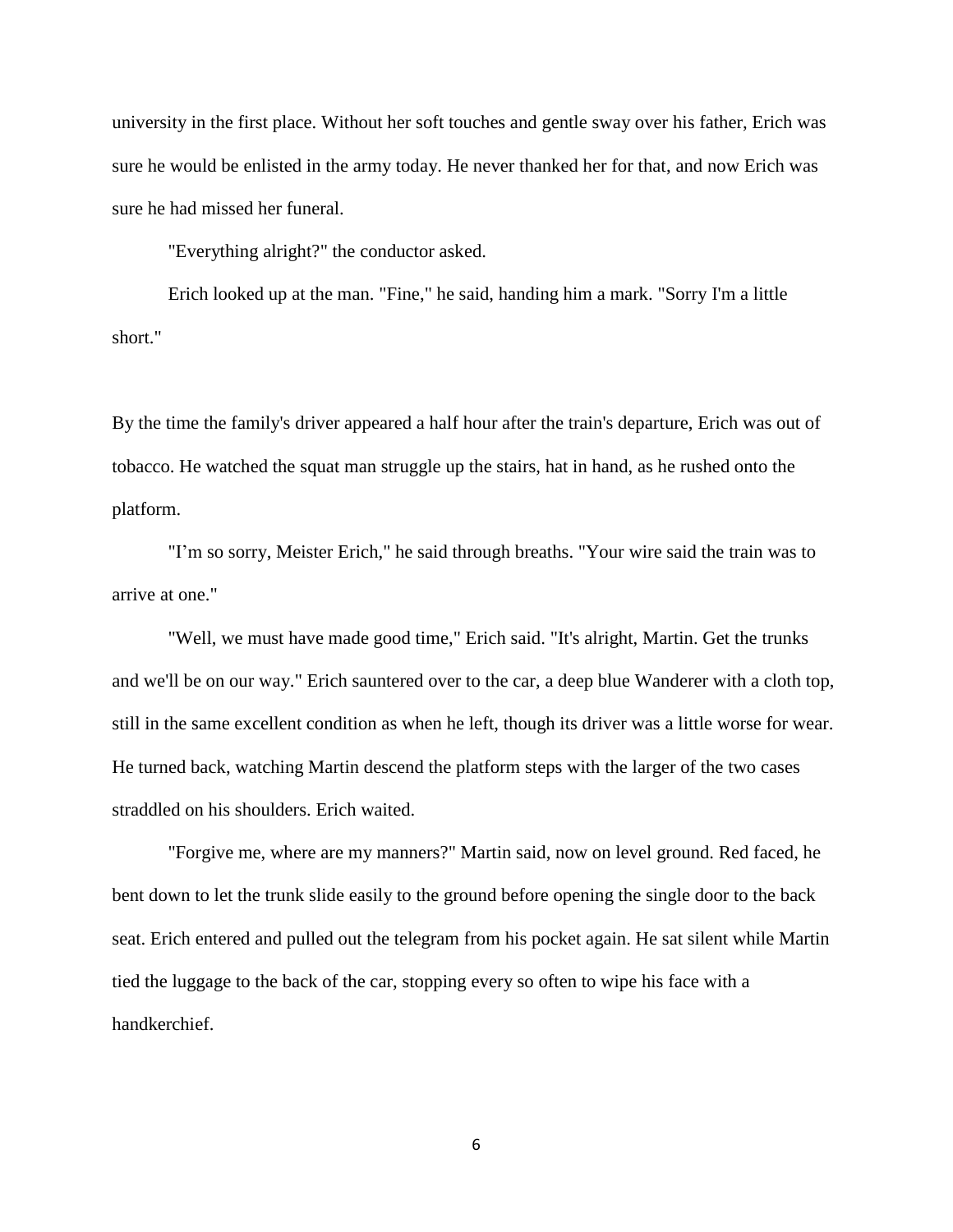university in the first place. Without her soft touches and gentle sway over his father, Erich was sure he would be enlisted in the army today. He never thanked her for that, and now Erich was sure he had missed her funeral.

"Everything alright?" the conductor asked.

Erich looked up at the man. "Fine," he said, handing him a mark. "Sorry I'm a little short."

By the time the family's driver appeared a half hour after the train's departure, Erich was out of tobacco. He watched the squat man struggle up the stairs, hat in hand, as he rushed onto the platform.

"I'm so sorry, Meister Erich," he said through breaths. "Your wire said the train was to arrive at one."

"Well, we must have made good time," Erich said. "It's alright, Martin. Get the trunks and we'll be on our way." Erich sauntered over to the car, a deep blue Wanderer with a cloth top, still in the same excellent condition as when he left, though its driver was a little worse for wear. He turned back, watching Martin descend the platform steps with the larger of the two cases straddled on his shoulders. Erich waited.

"Forgive me, where are my manners?" Martin said, now on level ground. Red faced, he bent down to let the trunk slide easily to the ground before opening the single door to the back seat. Erich entered and pulled out the telegram from his pocket again. He sat silent while Martin tied the luggage to the back of the car, stopping every so often to wipe his face with a handkerchief.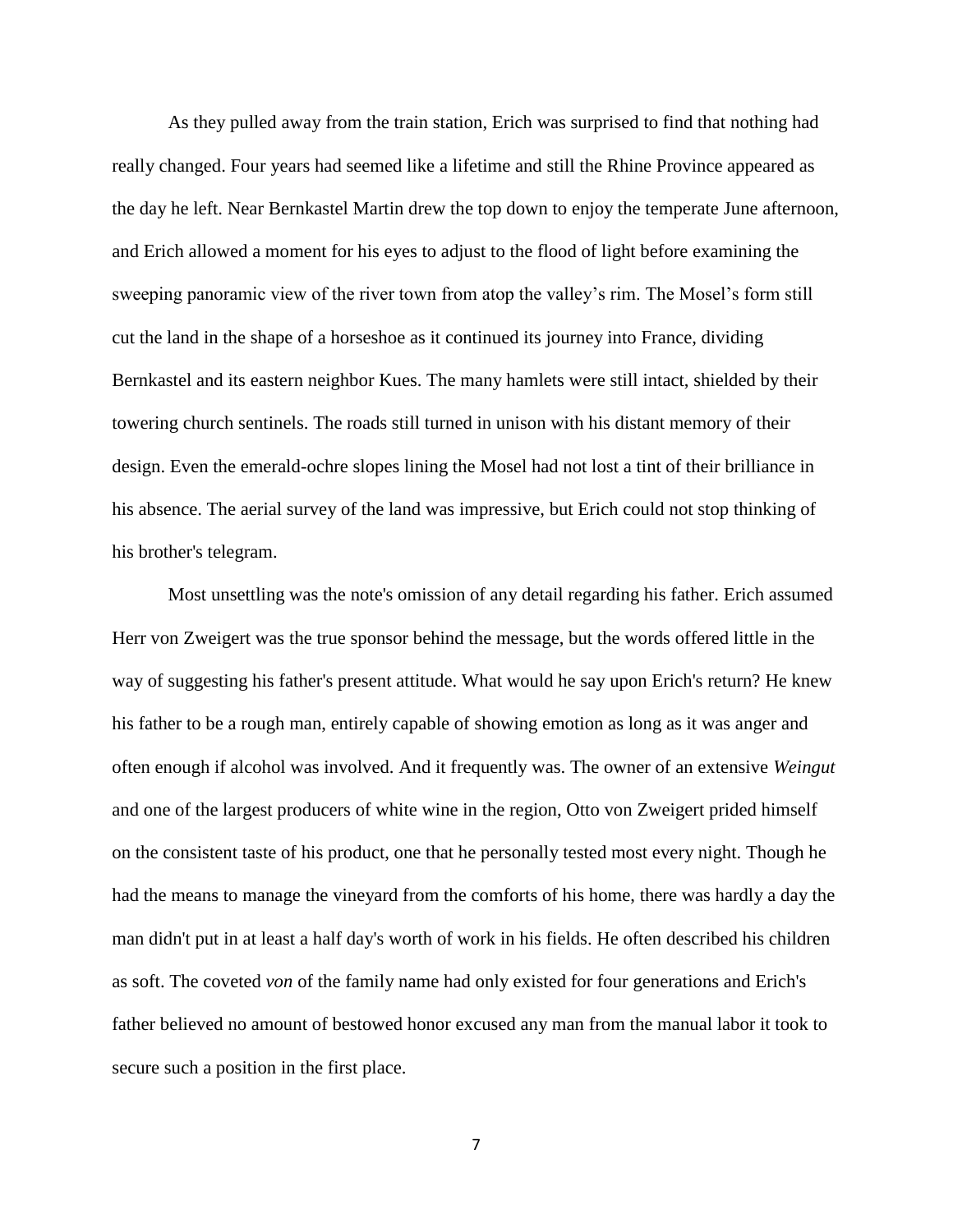As they pulled away from the train station, Erich was surprised to find that nothing had really changed. Four years had seemed like a lifetime and still the Rhine Province appeared as the day he left. Near Bernkastel Martin drew the top down to enjoy the temperate June afternoon, and Erich allowed a moment for his eyes to adjust to the flood of light before examining the sweeping panoramic view of the river town from atop the valley's rim. The Mosel's form still cut the land in the shape of a horseshoe as it continued its journey into France, dividing Bernkastel and its eastern neighbor Kues. The many hamlets were still intact, shielded by their towering church sentinels. The roads still turned in unison with his distant memory of their design. Even the emerald-ochre slopes lining the Mosel had not lost a tint of their brilliance in his absence. The aerial survey of the land was impressive, but Erich could not stop thinking of his brother's telegram.

Most unsettling was the note's omission of any detail regarding his father. Erich assumed Herr von Zweigert was the true sponsor behind the message, but the words offered little in the way of suggesting his father's present attitude. What would he say upon Erich's return? He knew his father to be a rough man, entirely capable of showing emotion as long as it was anger and often enough if alcohol was involved. And it frequently was. The owner of an extensive *Weingut* and one of the largest producers of white wine in the region, Otto von Zweigert prided himself on the consistent taste of his product, one that he personally tested most every night. Though he had the means to manage the vineyard from the comforts of his home, there was hardly a day the man didn't put in at least a half day's worth of work in his fields. He often described his children as soft. The coveted *von* of the family name had only existed for four generations and Erich's father believed no amount of bestowed honor excused any man from the manual labor it took to secure such a position in the first place.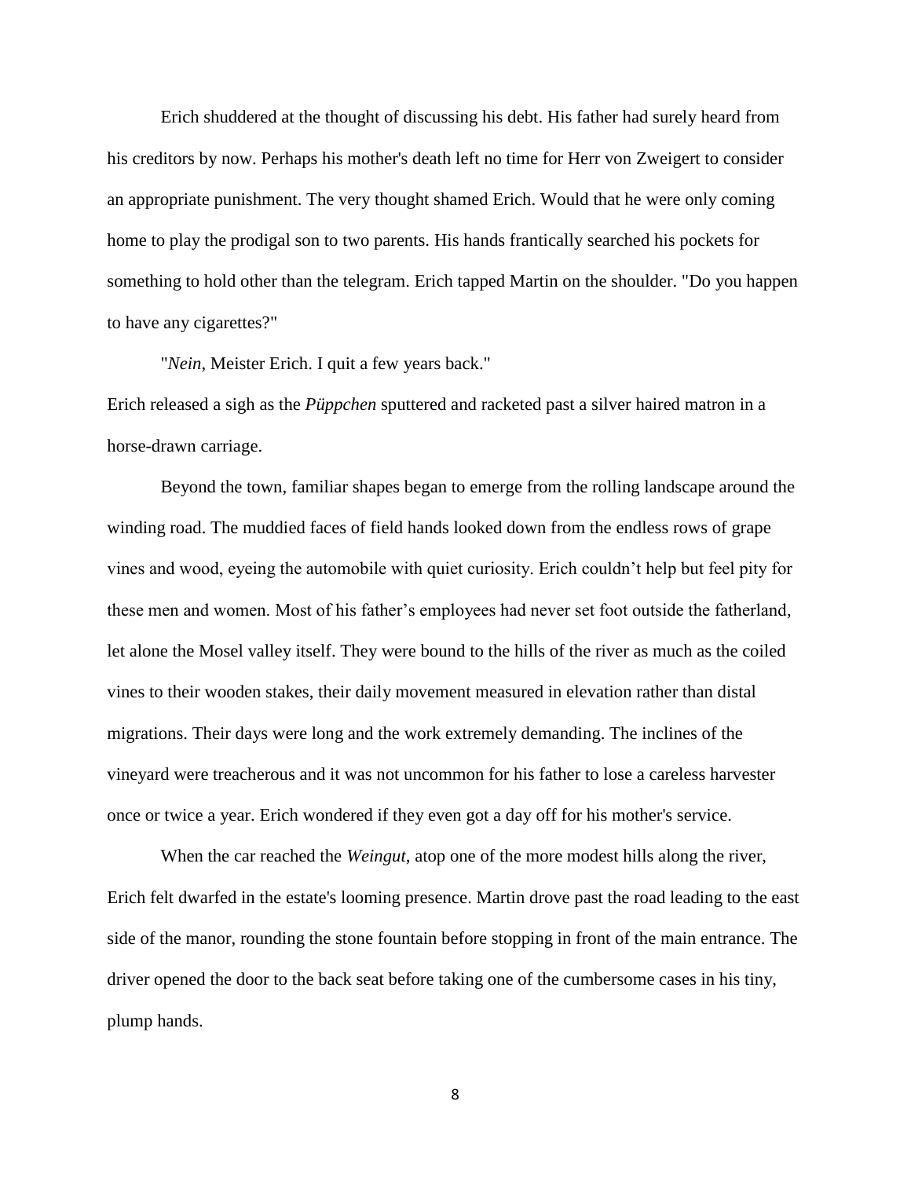Erich shuddered at the thought of discussing his debt. His father had surely heard from his creditors by now. Perhaps his mother's death left no time for Herr von Zweigert to consider an appropriate punishment. The very thought shamed Erich. Would that he were only coming home to play the prodigal son to two parents. His hands frantically searched his pockets for something to hold other than the telegram. Erich tapped Martin on the shoulder. "Do you happen to have any cigarettes?"

"*Nein*, Meister Erich. I quit a few years back."

Erich released a sigh as the *Püppchen* sputtered and racketed past a silver haired matron in a horse-drawn carriage.

Beyond the town, familiar shapes began to emerge from the rolling landscape around the winding road. The muddied faces of field hands looked down from the endless rows of grape vines and wood, eyeing the automobile with quiet curiosity. Erich couldn't help but feel pity for these men and women. Most of his father's employees had never set foot outside the fatherland, let alone the Mosel valley itself. They were bound to the hills of the river as much as the coiled vines to their wooden stakes, their daily movement measured in elevation rather than distal migrations. Their days were long and the work extremely demanding. The inclines of the vineyard were treacherous and it was not uncommon for his father to lose a careless harvester once or twice a year. Erich wondered if they even got a day off for his mother's service.

When the car reached the *Weingut*, atop one of the more modest hills along the river, Erich felt dwarfed in the estate's looming presence. Martin drove past the road leading to the east side of the manor, rounding the stone fountain before stopping in front of the main entrance. The driver opened the door to the back seat before taking one of the cumbersome cases in his tiny, plump hands.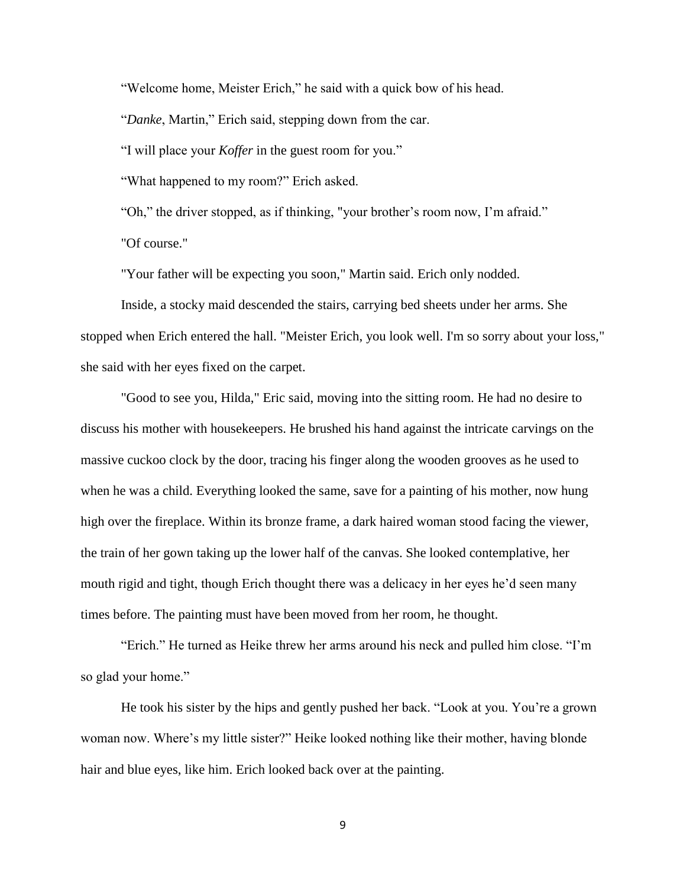"Welcome home, Meister Erich," he said with a quick bow of his head.

"*Danke*, Martin," Erich said, stepping down from the car.

"I will place your *Koffer* in the guest room for you."

"What happened to my room?" Erich asked.

"Oh," the driver stopped, as if thinking, "your brother's room now, I'm afraid."

"Of course."

"Your father will be expecting you soon," Martin said. Erich only nodded.

Inside, a stocky maid descended the stairs, carrying bed sheets under her arms. She stopped when Erich entered the hall. "Meister Erich, you look well. I'm so sorry about your loss," she said with her eyes fixed on the carpet.

"Good to see you, Hilda," Eric said, moving into the sitting room. He had no desire to discuss his mother with housekeepers. He brushed his hand against the intricate carvings on the massive cuckoo clock by the door, tracing his finger along the wooden grooves as he used to when he was a child. Everything looked the same, save for a painting of his mother, now hung high over the fireplace. Within its bronze frame, a dark haired woman stood facing the viewer, the train of her gown taking up the lower half of the canvas. She looked contemplative, her mouth rigid and tight, though Erich thought there was a delicacy in her eyes he'd seen many times before. The painting must have been moved from her room, he thought.

"Erich." He turned as Heike threw her arms around his neck and pulled him close. "I'm so glad your home."

He took his sister by the hips and gently pushed her back. "Look at you. You're a grown woman now. Where's my little sister?" Heike looked nothing like their mother, having blonde hair and blue eyes, like him. Erich looked back over at the painting.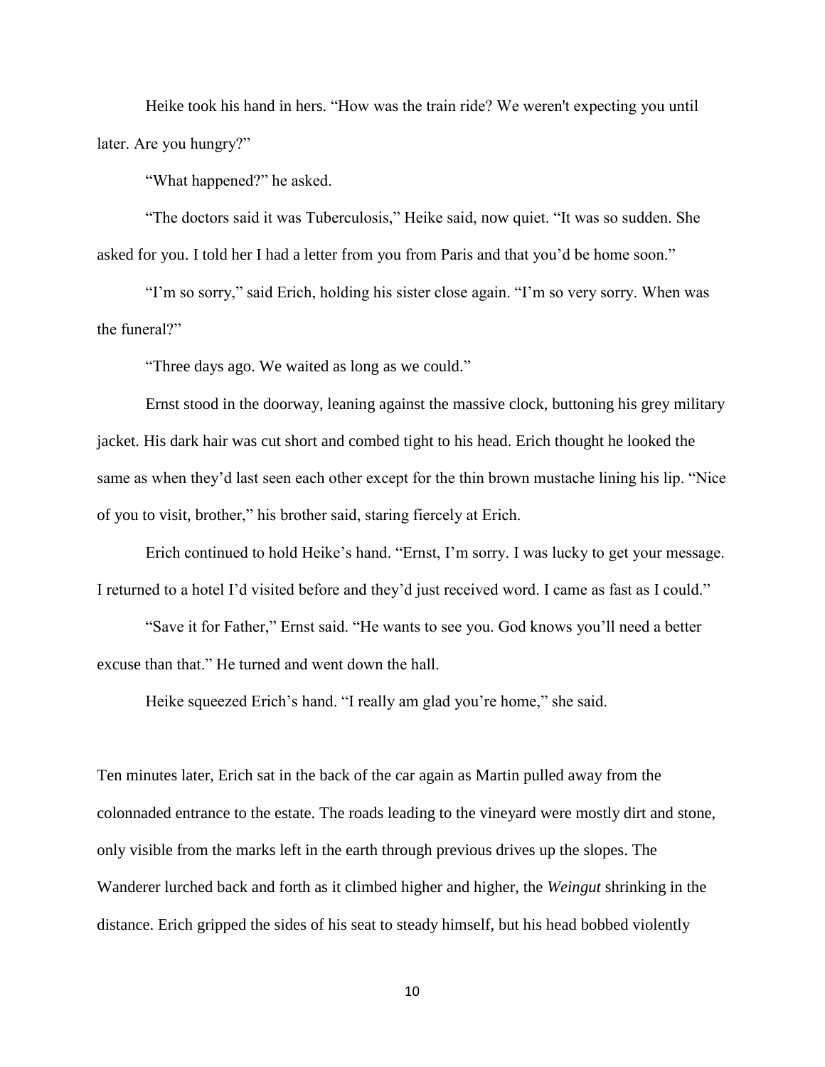Heike took his hand in hers. “How was the train ride? We weren't expecting you until later. Are you hungry?”

“What happened?” he asked.

“The doctors said it was Tuberculosis,” Heike said, now quiet. “It was so sudden. She asked for you. I told her I had a letter from you from Paris and that you’d be home soon.”

“I’m so sorry,” said Erich, holding his sister close again. “I’m so very sorry. When was the funeral?”

“Three days ago. We waited as long as we could.”

Ernst stood in the doorway, leaning against the massive clock, buttoning his grey military jacket. His dark hair was cut short and combed tight to his head. Erich thought he looked the same as when they’d last seen each other except for the thin brown mustache lining his lip. “Nice of you to visit, brother,” his brother said, staring fiercely at Erich.

Erich continued to hold Heike’s hand. “Ernst, I’m sorry. I was lucky to get your message. I returned to a hotel I’d visited before and they’d just received word. I came as fast as I could.”

“Save it for Father,” Ernst said. “He wants to see you. God knows you’ll need a better excuse than that.” He turned and went down the hall.

Heike squeezed Erich’s hand. “I really am glad you’re home,” she said.

Ten minutes later, Erich sat in the back of the car again as Martin pulled away from the colonnaded entrance to the estate. The roads leading to the vineyard were mostly dirt and stone, only visible from the marks left in the earth through previous drives up the slopes. The Wanderer lurched back and forth as it climbed higher and higher, the *Weingut* shrinking in the distance. Erich gripped the sides of his seat to steady himself, but his head bobbed violently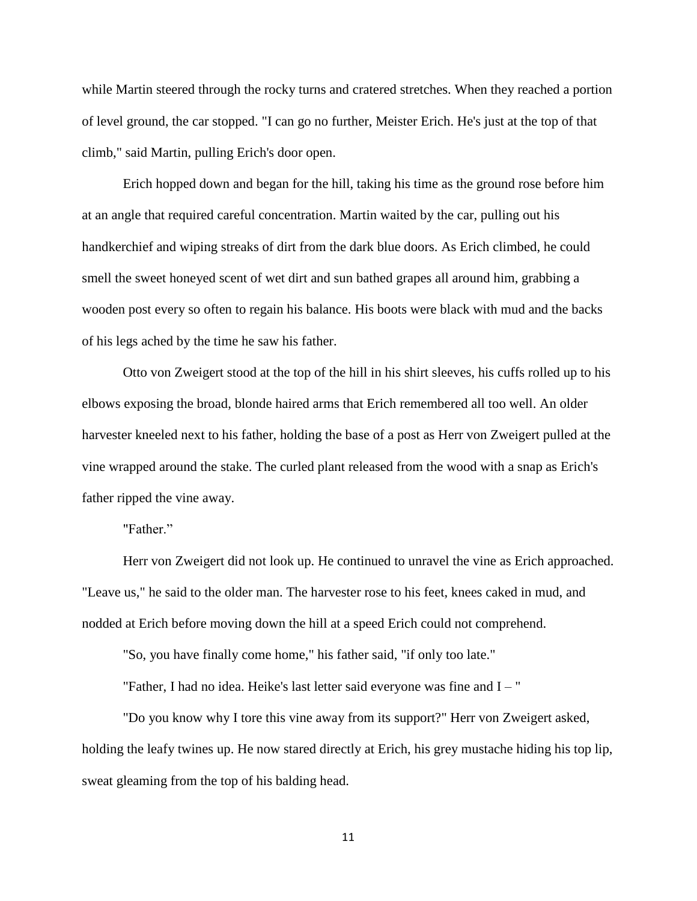while Martin steered through the rocky turns and cratered stretches. When they reached a portion of level ground, the car stopped. "I can go no further, Meister Erich. He's just at the top of that climb," said Martin, pulling Erich's door open.

Erich hopped down and began for the hill, taking his time as the ground rose before him at an angle that required careful concentration. Martin waited by the car, pulling out his handkerchief and wiping streaks of dirt from the dark blue doors. As Erich climbed, he could smell the sweet honeyed scent of wet dirt and sun bathed grapes all around him, grabbing a wooden post every so often to regain his balance. His boots were black with mud and the backs of his legs ached by the time he saw his father.

Otto von Zweigert stood at the top of the hill in his shirt sleeves, his cuffs rolled up to his elbows exposing the broad, blonde haired arms that Erich remembered all too well. An older harvester kneeled next to his father, holding the base of a post as Herr von Zweigert pulled at the vine wrapped around the stake. The curled plant released from the wood with a snap as Erich's father ripped the vine away.

"Father."

Herr von Zweigert did not look up. He continued to unravel the vine as Erich approached. "Leave us," he said to the older man. The harvester rose to his feet, knees caked in mud, and nodded at Erich before moving down the hill at a speed Erich could not comprehend.

"So, you have finally come home," his father said, "if only too late."

"Father, I had no idea. Heike's last letter said everyone was fine and I – "

"Do you know why I tore this vine away from its support?" Herr von Zweigert asked, holding the leafy twines up. He now stared directly at Erich, his grey mustache hiding his top lip, sweat gleaming from the top of his balding head.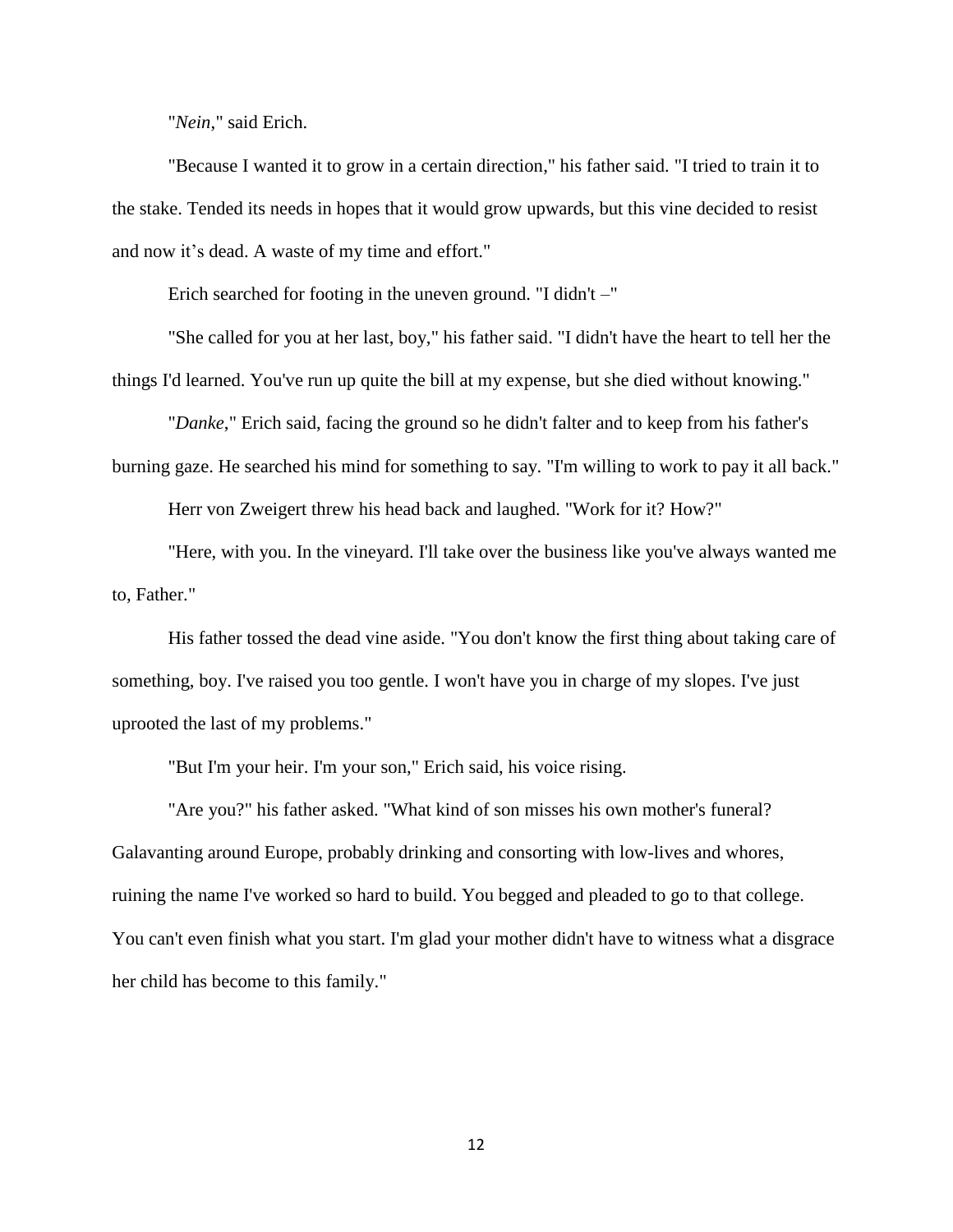"*Nein*," said Erich.

"Because I wanted it to grow in a certain direction," his father said. "I tried to train it to the stake. Tended its needs in hopes that it would grow upwards, but this vine decided to resist and now it's dead. A waste of my time and effort."

Erich searched for footing in the uneven ground. "I didn't –"

"She called for you at her last, boy," his father said. "I didn't have the heart to tell her the things I'd learned. You've run up quite the bill at my expense, but she died without knowing."

"*Danke*," Erich said, facing the ground so he didn't falter and to keep from his father's burning gaze. He searched his mind for something to say. "I'm willing to work to pay it all back."

Herr von Zweigert threw his head back and laughed. "Work for it? How?"

"Here, with you. In the vineyard. I'll take over the business like you've always wanted me to, Father."

His father tossed the dead vine aside. "You don't know the first thing about taking care of something, boy. I've raised you too gentle. I won't have you in charge of my slopes. I've just uprooted the last of my problems."

"But I'm your heir. I'm your son," Erich said, his voice rising.

"Are you?" his father asked. "What kind of son misses his own mother's funeral? Galavanting around Europe, probably drinking and consorting with low-lives and whores, ruining the name I've worked so hard to build. You begged and pleaded to go to that college. You can't even finish what you start. I'm glad your mother didn't have to witness what a disgrace her child has become to this family."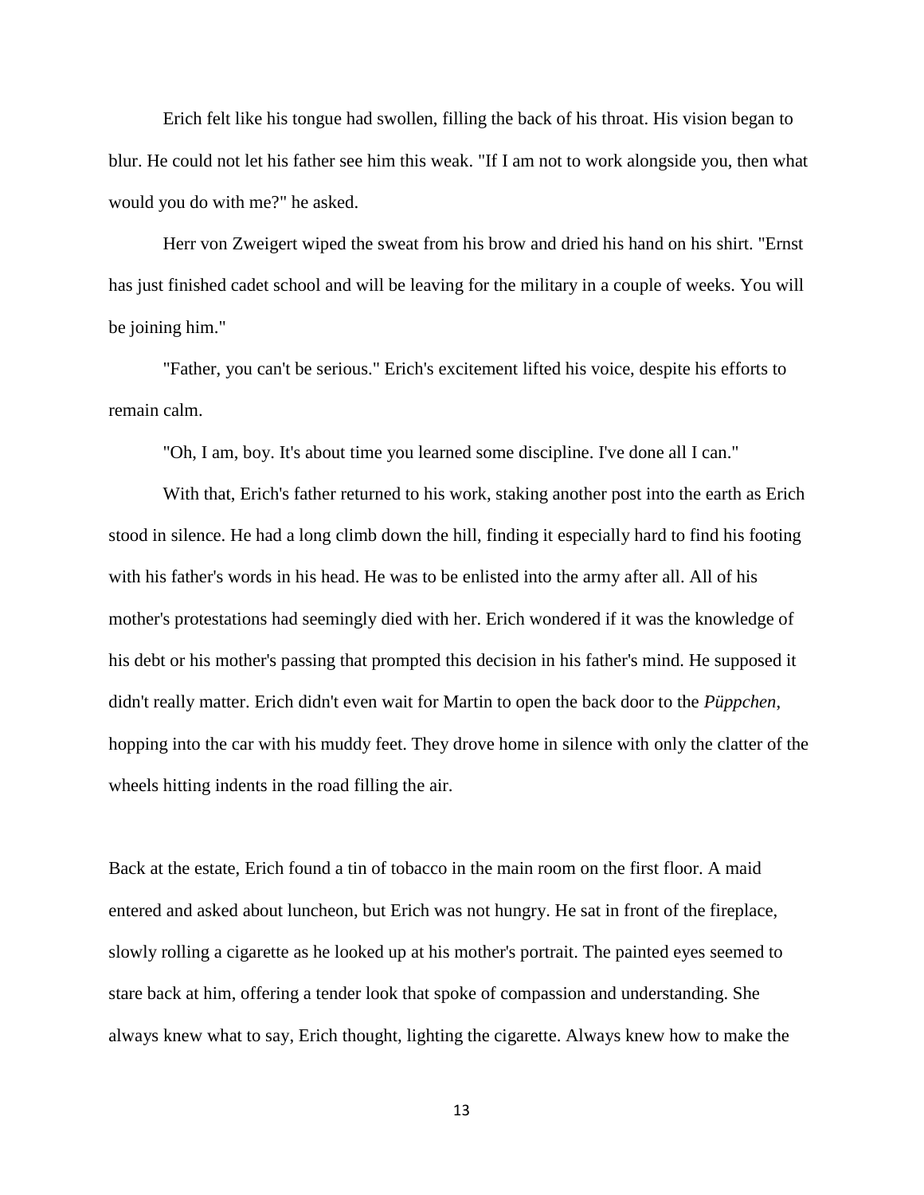Erich felt like his tongue had swollen, filling the back of his throat. His vision began to blur. He could not let his father see him this weak. "If I am not to work alongside you, then what would you do with me?" he asked.

Herr von Zweigert wiped the sweat from his brow and dried his hand on his shirt. "Ernst has just finished cadet school and will be leaving for the military in a couple of weeks. You will be joining him."

"Father, you can't be serious." Erich's excitement lifted his voice, despite his efforts to remain calm.

"Oh, I am, boy. It's about time you learned some discipline. I've done all I can."

With that, Erich's father returned to his work, staking another post into the earth as Erich stood in silence. He had a long climb down the hill, finding it especially hard to find his footing with his father's words in his head. He was to be enlisted into the army after all. All of his mother's protestations had seemingly died with her. Erich wondered if it was the knowledge of his debt or his mother's passing that prompted this decision in his father's mind. He supposed it didn't really matter. Erich didn't even wait for Martin to open the back door to the *Püppchen*, hopping into the car with his muddy feet. They drove home in silence with only the clatter of the wheels hitting indents in the road filling the air.

Back at the estate, Erich found a tin of tobacco in the main room on the first floor. A maid entered and asked about luncheon, but Erich was not hungry. He sat in front of the fireplace, slowly rolling a cigarette as he looked up at his mother's portrait. The painted eyes seemed to stare back at him, offering a tender look that spoke of compassion and understanding. She always knew what to say, Erich thought, lighting the cigarette. Always knew how to make the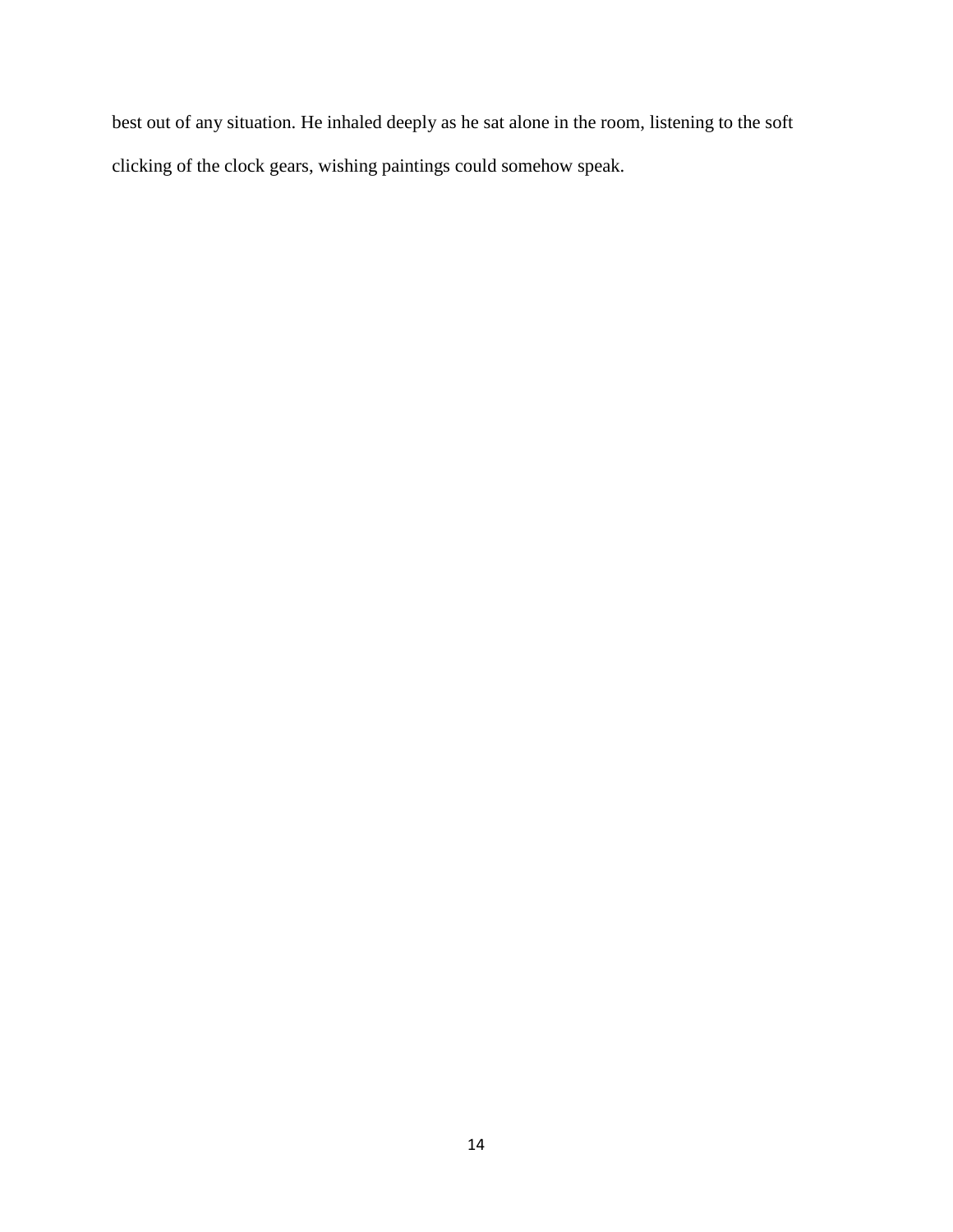best out of any situation. He inhaled deeply as he sat alone in the room, listening to the soft clicking of the clock gears, wishing paintings could somehow speak.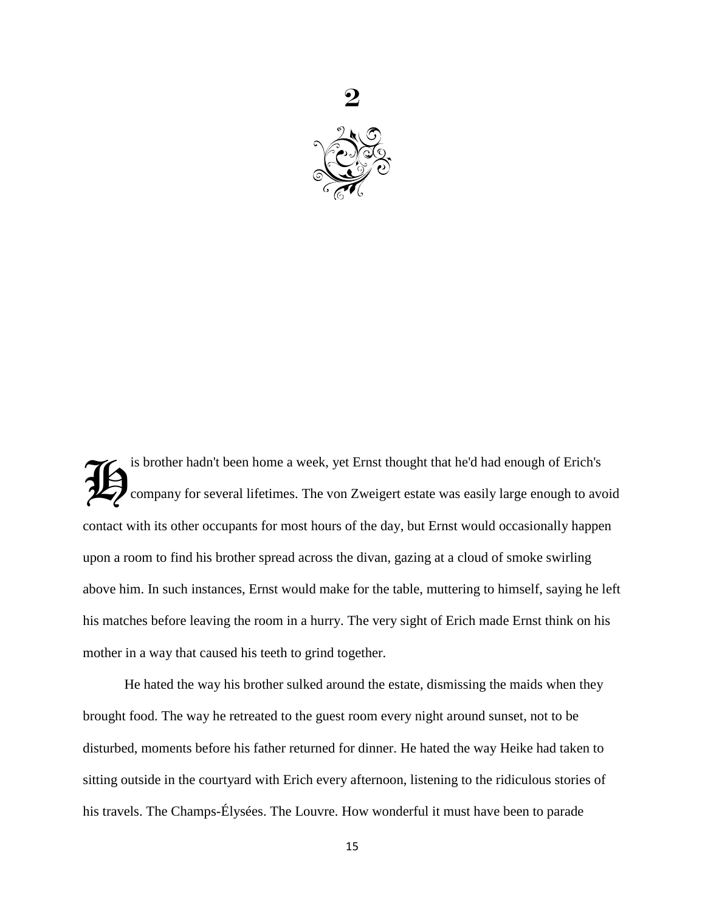# 2

His brother hadn't been home a week, yet Ernst thought that he'd had enough of Erich's company for several lifetimes. The von Zweigert estate was easily large enough to avoid contact with its other occupants for most hours of the day, but Ernst would occasionally happen upon a room to find his brother spread across the divan, gazing at a cloud of smoke swirling above him. In such instances, Ernst would make for the table, muttering to himself, saying he left his matches before leaving the room in a hurry. The very sight of Erich made Ernst think on his mother in a way that caused his teeth to grind together.

He hated the way his brother sulked around the estate, dismissing the maids when they brought food. The way he retreated to the guest room every night around sunset, not to be disturbed, moments before his father returned for dinner. He hated the way Heike had taken to sitting outside in the courtyard with Erich every afternoon, listening to the ridiculous stories of his travels. The Champs-Élysées. The Louvre. How wonderful it must have been to parade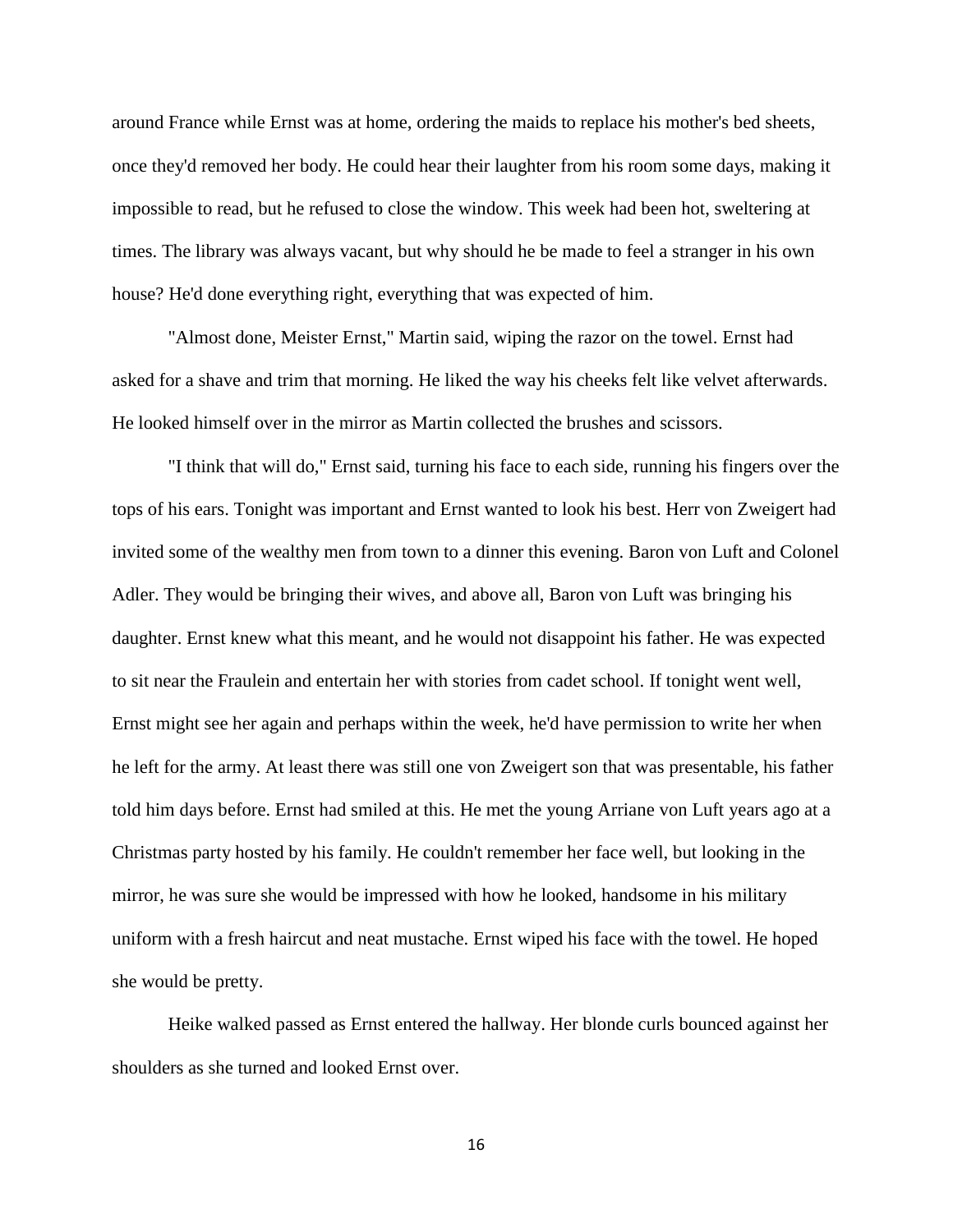around France while Ernst was at home, ordering the maids to replace his mother's bed sheets, once they'd removed her body. He could hear their laughter from his room some days, making it impossible to read, but he refused to close the window. This week had been hot, sweltering at times. The library was always vacant, but why should he be made to feel a stranger in his own house? He'd done everything right, everything that was expected of him.

"Almost done, Meister Ernst," Martin said, wiping the razor on the towel. Ernst had asked for a shave and trim that morning. He liked the way his cheeks felt like velvet afterwards. He looked himself over in the mirror as Martin collected the brushes and scissors.

"I think that will do," Ernst said, turning his face to each side, running his fingers over the tops of his ears. Tonight was important and Ernst wanted to look his best. Herr von Zweigert had invited some of the wealthy men from town to a dinner this evening. Baron von Luft and Colonel Adler. They would be bringing their wives, and above all, Baron von Luft was bringing his daughter. Ernst knew what this meant, and he would not disappoint his father. He was expected to sit near the Fraulein and entertain her with stories from cadet school. If tonight went well, Ernst might see her again and perhaps within the week, he'd have permission to write her when he left for the army. At least there was still one von Zweigert son that was presentable, his father told him days before. Ernst had smiled at this. He met the young Arriane von Luft years ago at a Christmas party hosted by his family. He couldn't remember her face well, but looking in the mirror, he was sure she would be impressed with how he looked, handsome in his military uniform with a fresh haircut and neat mustache. Ernst wiped his face with the towel. He hoped she would be pretty.

Heike walked passed as Ernst entered the hallway. Her blonde curls bounced against her shoulders as she turned and looked Ernst over.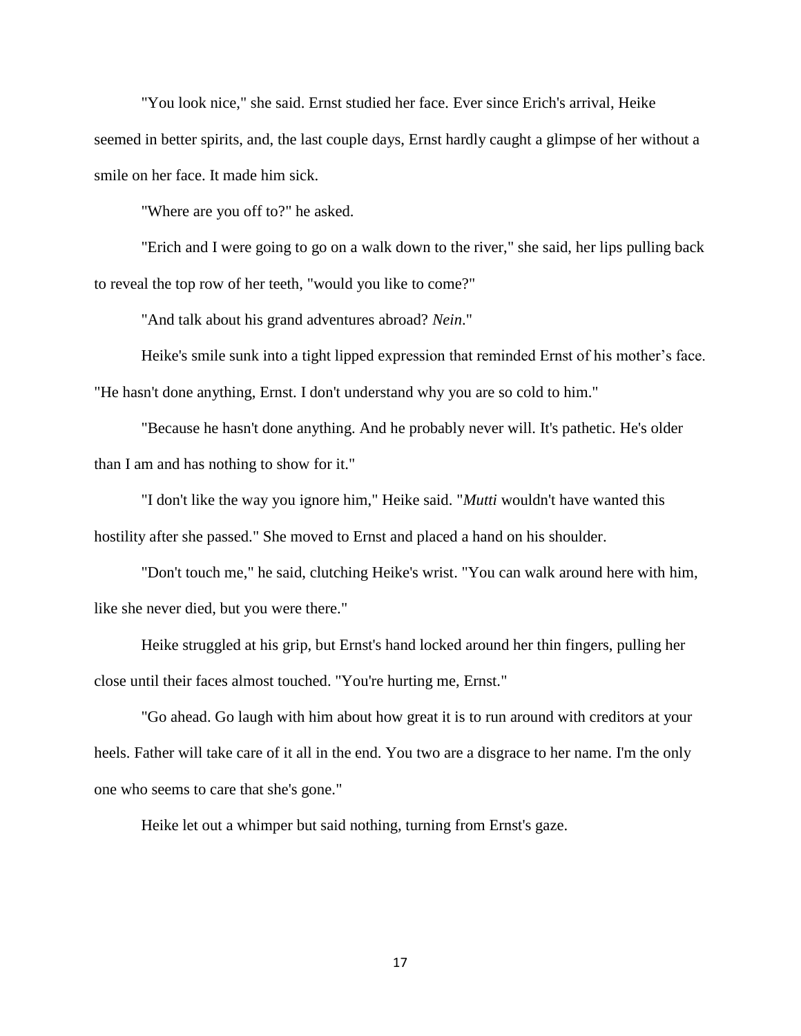"You look nice," she said. Ernst studied her face. Ever since Erich's arrival, Heike seemed in better spirits, and, the last couple days, Ernst hardly caught a glimpse of her without a smile on her face. It made him sick.

"Where are you off to?" he asked.

"Erich and I were going to go on a walk down to the river," she said, her lips pulling back to reveal the top row of her teeth, "would you like to come?"

"And talk about his grand adventures abroad? *Nein*."

Heike's smile sunk into a tight lipped expression that reminded Ernst of his mother's face. "He hasn't done anything, Ernst. I don't understand why you are so cold to him."

"Because he hasn't done anything. And he probably never will. It's pathetic. He's older than I am and has nothing to show for it."

"I don't like the way you ignore him," Heike said. "*Mutti* wouldn't have wanted this hostility after she passed." She moved to Ernst and placed a hand on his shoulder.

"Don't touch me," he said, clutching Heike's wrist. "You can walk around here with him, like she never died, but you were there."

Heike struggled at his grip, but Ernst's hand locked around her thin fingers, pulling her close until their faces almost touched. "You're hurting me, Ernst."

"Go ahead. Go laugh with him about how great it is to run around with creditors at your heels. Father will take care of it all in the end. You two are a disgrace to her name. I'm the only one who seems to care that she's gone."

Heike let out a whimper but said nothing, turning from Ernst's gaze.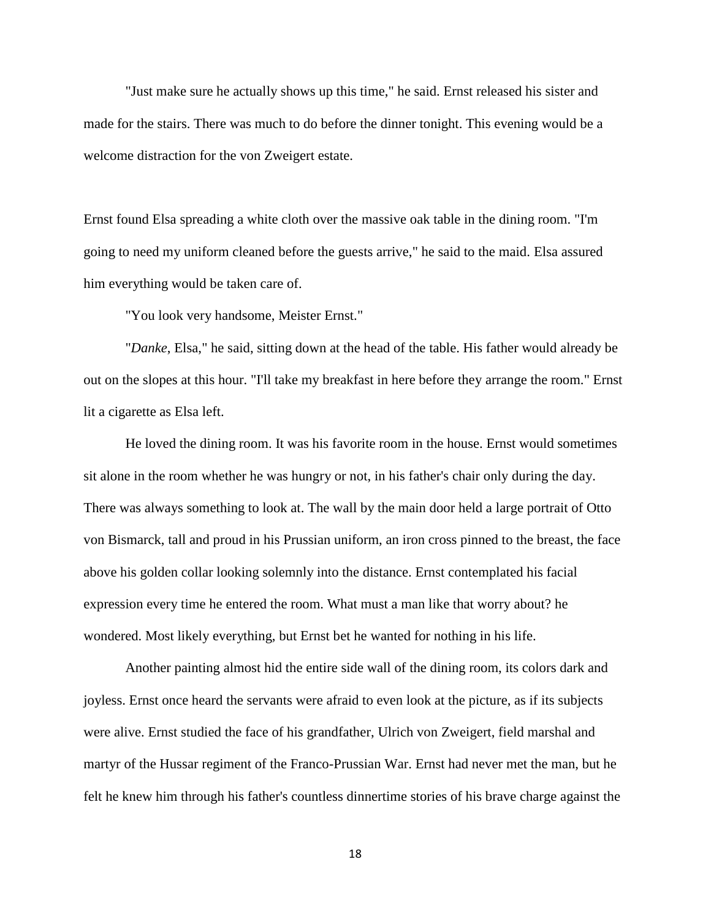"Just make sure he actually shows up this time," he said. Ernst released his sister and made for the stairs. There was much to do before the dinner tonight. This evening would be a welcome distraction for the von Zweigert estate.

Ernst found Elsa spreading a white cloth over the massive oak table in the dining room. "I'm going to need my uniform cleaned before the guests arrive," he said to the maid. Elsa assured him everything would be taken care of.

"You look very handsome, Meister Ernst."

"*Danke*, Elsa," he said, sitting down at the head of the table. His father would already be out on the slopes at this hour. "I'll take my breakfast in here before they arrange the room." Ernst lit a cigarette as Elsa left.

He loved the dining room. It was his favorite room in the house. Ernst would sometimes sit alone in the room whether he was hungry or not, in his father's chair only during the day. There was always something to look at. The wall by the main door held a large portrait of Otto von Bismarck, tall and proud in his Prussian uniform, an iron cross pinned to the breast, the face above his golden collar looking solemnly into the distance. Ernst contemplated his facial expression every time he entered the room. What must a man like that worry about? he wondered. Most likely everything, but Ernst bet he wanted for nothing in his life.

Another painting almost hid the entire side wall of the dining room, its colors dark and joyless. Ernst once heard the servants were afraid to even look at the picture, as if its subjects were alive. Ernst studied the face of his grandfather, Ulrich von Zweigert, field marshal and martyr of the Hussar regiment of the Franco-Prussian War. Ernst had never met the man, but he felt he knew him through his father's countless dinnertime stories of his brave charge against the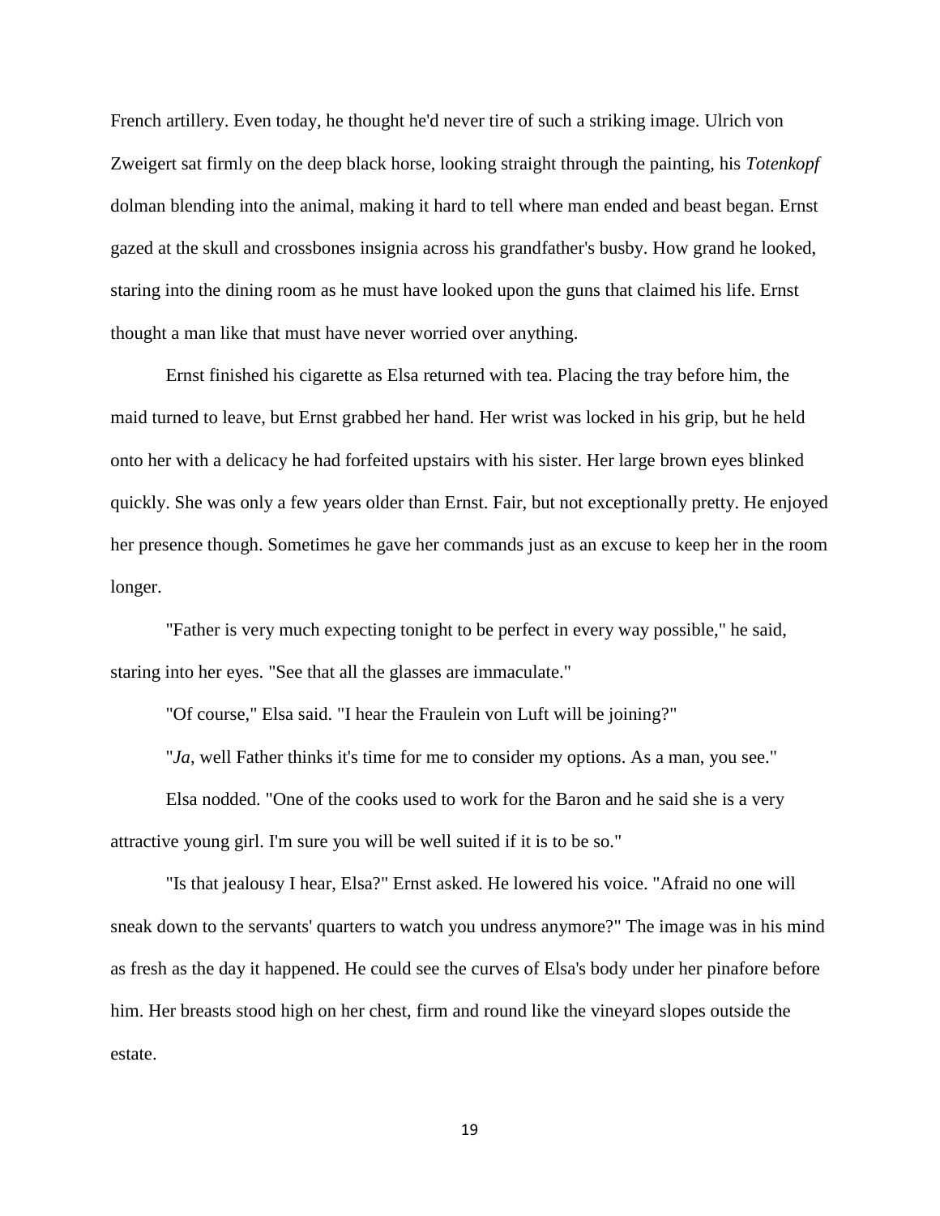French artillery. Even today, he thought he'd never tire of such a striking image. Ulrich von Zweigert sat firmly on the deep black horse, looking straight through the painting, his *Totenkopf* dolman blending into the animal, making it hard to tell where man ended and beast began. Ernst gazed at the skull and crossbones insignia across his grandfather's busby. How grand he looked, staring into the dining room as he must have looked upon the guns that claimed his life. Ernst thought a man like that must have never worried over anything.

Ernst finished his cigarette as Elsa returned with tea. Placing the tray before him, the maid turned to leave, but Ernst grabbed her hand. Her wrist was locked in his grip, but he held onto her with a delicacy he had forfeited upstairs with his sister. Her large brown eyes blinked quickly. She was only a few years older than Ernst. Fair, but not exceptionally pretty. He enjoyed her presence though. Sometimes he gave her commands just as an excuse to keep her in the room longer.

"Father is very much expecting tonight to be perfect in every way possible," he said, staring into her eyes. "See that all the glasses are immaculate."

"Of course," Elsa said. "I hear the Fraulein von Luft will be joining?"

"*Ja*, well Father thinks it's time for me to consider my options. As a man, you see."

Elsa nodded. "One of the cooks used to work for the Baron and he said she is a very attractive young girl. I'm sure you will be well suited if it is to be so."

"Is that jealousy I hear, Elsa?" Ernst asked. He lowered his voice. "Afraid no one will sneak down to the servants' quarters to watch you undress anymore?" The image was in his mind as fresh as the day it happened. He could see the curves of Elsa's body under her pinafore before him. Her breasts stood high on her chest, firm and round like the vineyard slopes outside the estate.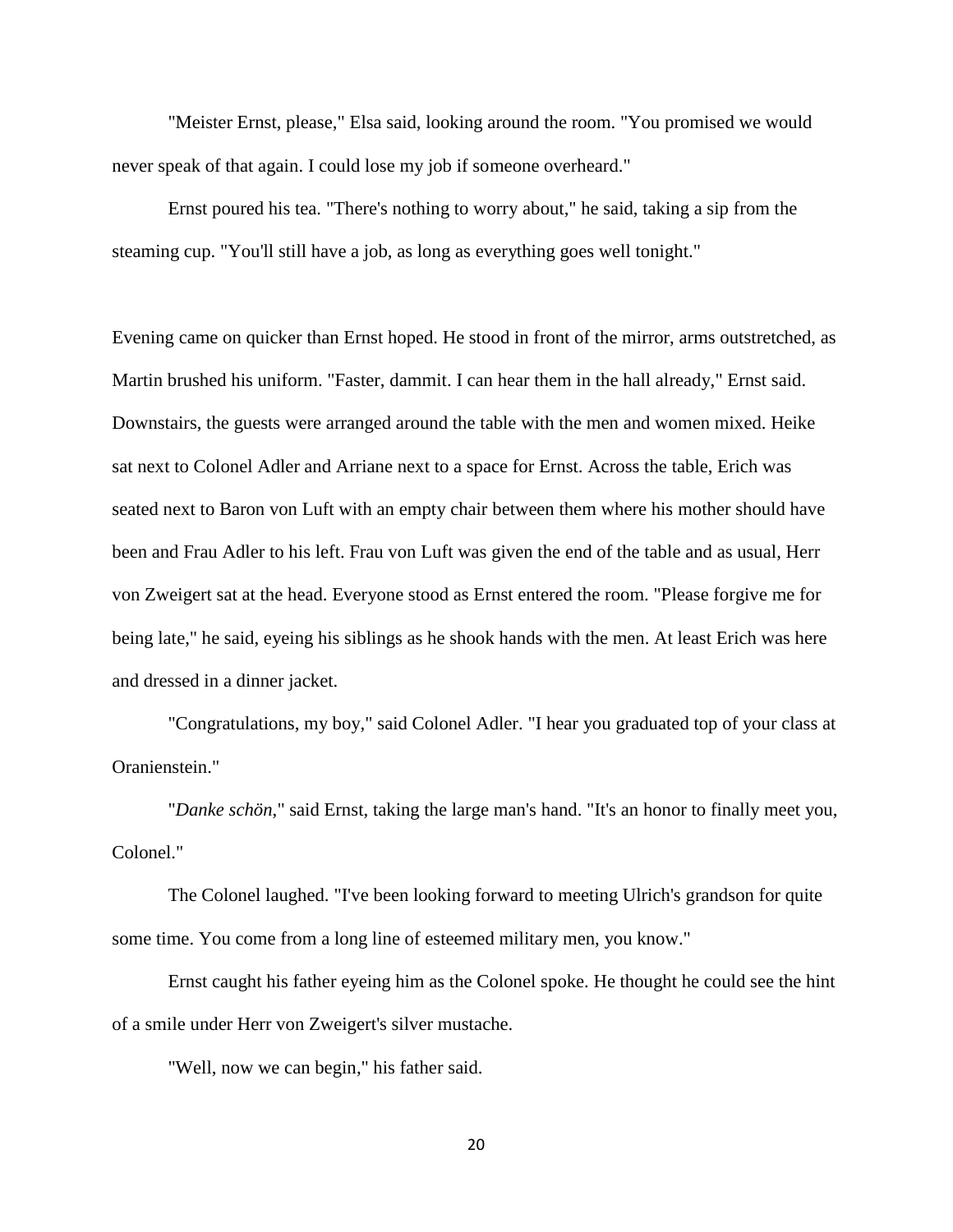"Meister Ernst, please," Elsa said, looking around the room. "You promised we would never speak of that again. I could lose my job if someone overheard."

Ernst poured his tea. "There's nothing to worry about," he said, taking a sip from the steaming cup. "You'll still have a job, as long as everything goes well tonight."

Evening came on quicker than Ernst hoped. He stood in front of the mirror, arms outstretched, as Martin brushed his uniform. "Faster, dammit. I can hear them in the hall already," Ernst said. Downstairs, the guests were arranged around the table with the men and women mixed. Heike sat next to Colonel Adler and Arriane next to a space for Ernst. Across the table, Erich was seated next to Baron von Luft with an empty chair between them where his mother should have been and Frau Adler to his left. Frau von Luft was given the end of the table and as usual, Herr von Zweigert sat at the head. Everyone stood as Ernst entered the room. "Please forgive me for being late," he said, eyeing his siblings as he shook hands with the men. At least Erich was here and dressed in a dinner jacket.

"Congratulations, my boy," said Colonel Adler. "I hear you graduated top of your class at Oranienstein."

"*Danke schön*," said Ernst, taking the large man's hand. "It's an honor to finally meet you, Colonel."

The Colonel laughed. "I've been looking forward to meeting Ulrich's grandson for quite some time. You come from a long line of esteemed military men, you know."

Ernst caught his father eyeing him as the Colonel spoke. He thought he could see the hint of a smile under Herr von Zweigert's silver mustache.

"Well, now we can begin," his father said.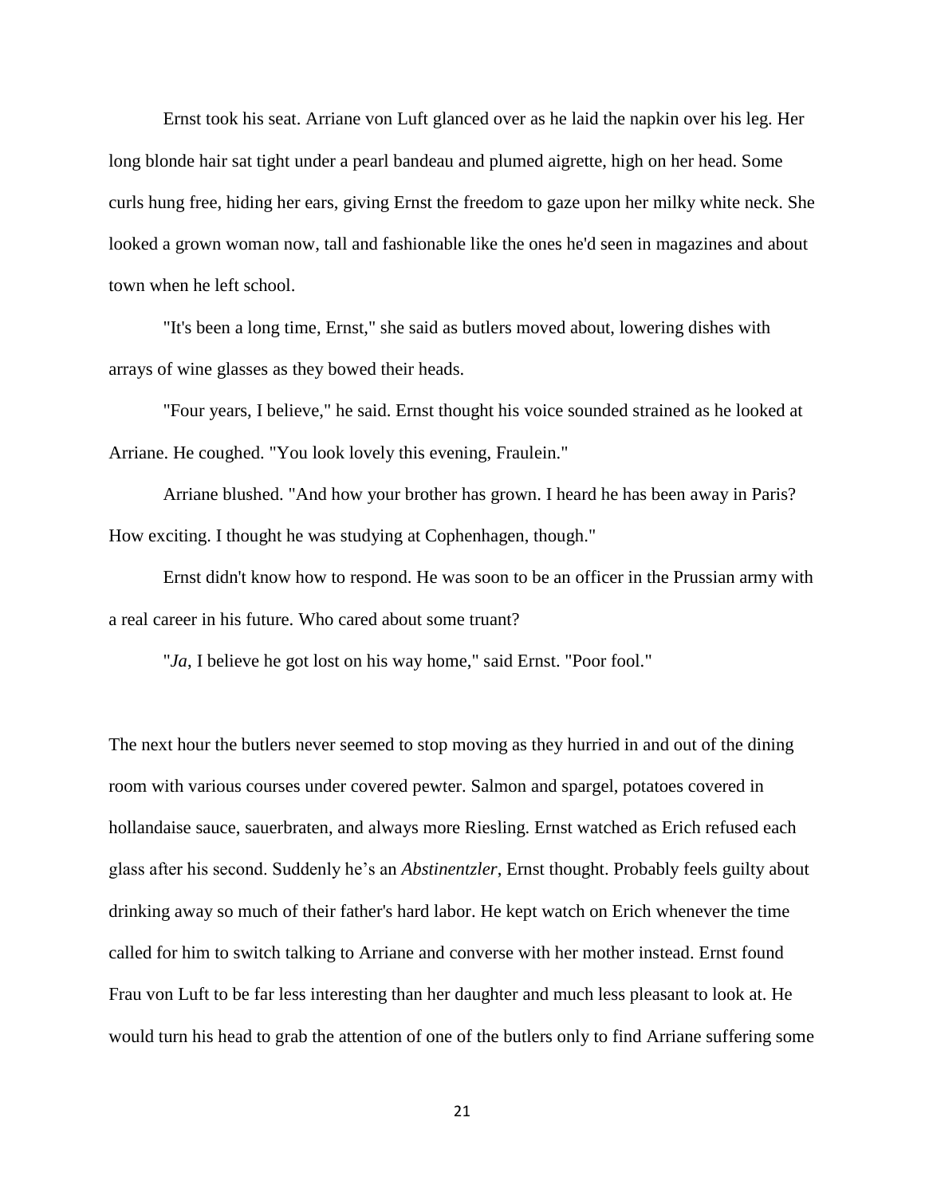Ernst took his seat. Arriane von Luft glanced over as he laid the napkin over his leg. Her long blonde hair sat tight under a pearl bandeau and plumed aigrette, high on her head. Some curls hung free, hiding her ears, giving Ernst the freedom to gaze upon her milky white neck. She looked a grown woman now, tall and fashionable like the ones he'd seen in magazines and about town when he left school.

"It's been a long time, Ernst," she said as butlers moved about, lowering dishes with arrays of wine glasses as they bowed their heads.

"Four years, I believe," he said. Ernst thought his voice sounded strained as he looked at Arriane. He coughed. "You look lovely this evening, Fraulein."

Arriane blushed. "And how your brother has grown. I heard he has been away in Paris? How exciting. I thought he was studying at Cophenhagen, though."

Ernst didn't know how to respond. He was soon to be an officer in the Prussian army with a real career in his future. Who cared about some truant?

"*Ja*, I believe he got lost on his way home," said Ernst. "Poor fool."

The next hour the butlers never seemed to stop moving as they hurried in and out of the dining room with various courses under covered pewter. Salmon and spargel, potatoes covered in hollandaise sauce, sauerbraten, and always more Riesling. Ernst watched as Erich refused each glass after his second. Suddenly he's an *Abstinentzler*, Ernst thought. Probably feels guilty about drinking away so much of their father's hard labor. He kept watch on Erich whenever the time called for him to switch talking to Arriane and converse with her mother instead. Ernst found Frau von Luft to be far less interesting than her daughter and much less pleasant to look at. He would turn his head to grab the attention of one of the butlers only to find Arriane suffering some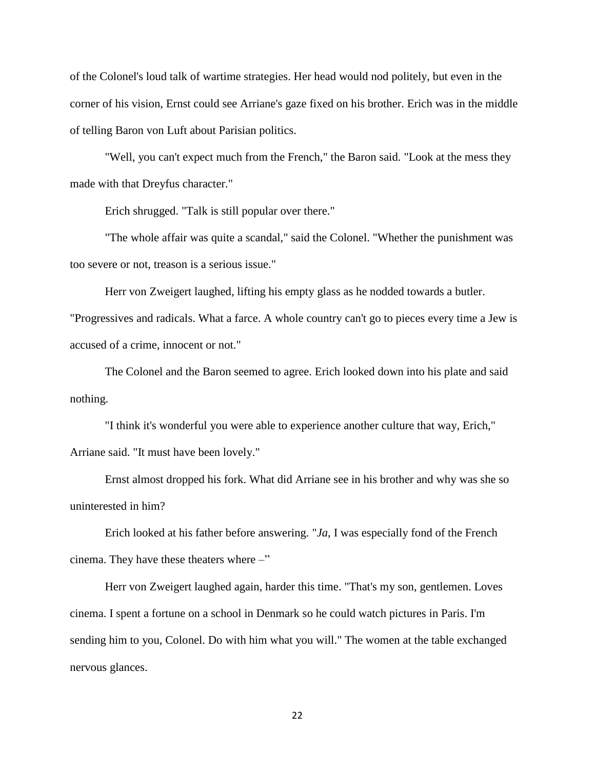of the Colonel's loud talk of wartime strategies. Her head would nod politely, but even in the corner of his vision, Ernst could see Arriane's gaze fixed on his brother. Erich was in the middle of telling Baron von Luft about Parisian politics.

"Well, you can't expect much from the French," the Baron said. "Look at the mess they made with that Dreyfus character."

Erich shrugged. "Talk is still popular over there."

"The whole affair was quite a scandal," said the Colonel. "Whether the punishment was too severe or not, treason is a serious issue."

Herr von Zweigert laughed, lifting his empty glass as he nodded towards a butler. "Progressives and radicals. What a farce. A whole country can't go to pieces every time a Jew is accused of a crime, innocent or not."

The Colonel and the Baron seemed to agree. Erich looked down into his plate and said nothing.

"I think it's wonderful you were able to experience another culture that way, Erich," Arriane said. "It must have been lovely."

Ernst almost dropped his fork. What did Arriane see in his brother and why was she so uninterested in him?

Erich looked at his father before answering. "*Ja*, I was especially fond of the French cinema. They have these theaters where –"

Herr von Zweigert laughed again, harder this time. "That's my son, gentlemen. Loves cinema. I spent a fortune on a school in Denmark so he could watch pictures in Paris. I'm sending him to you, Colonel. Do with him what you will." The women at the table exchanged nervous glances.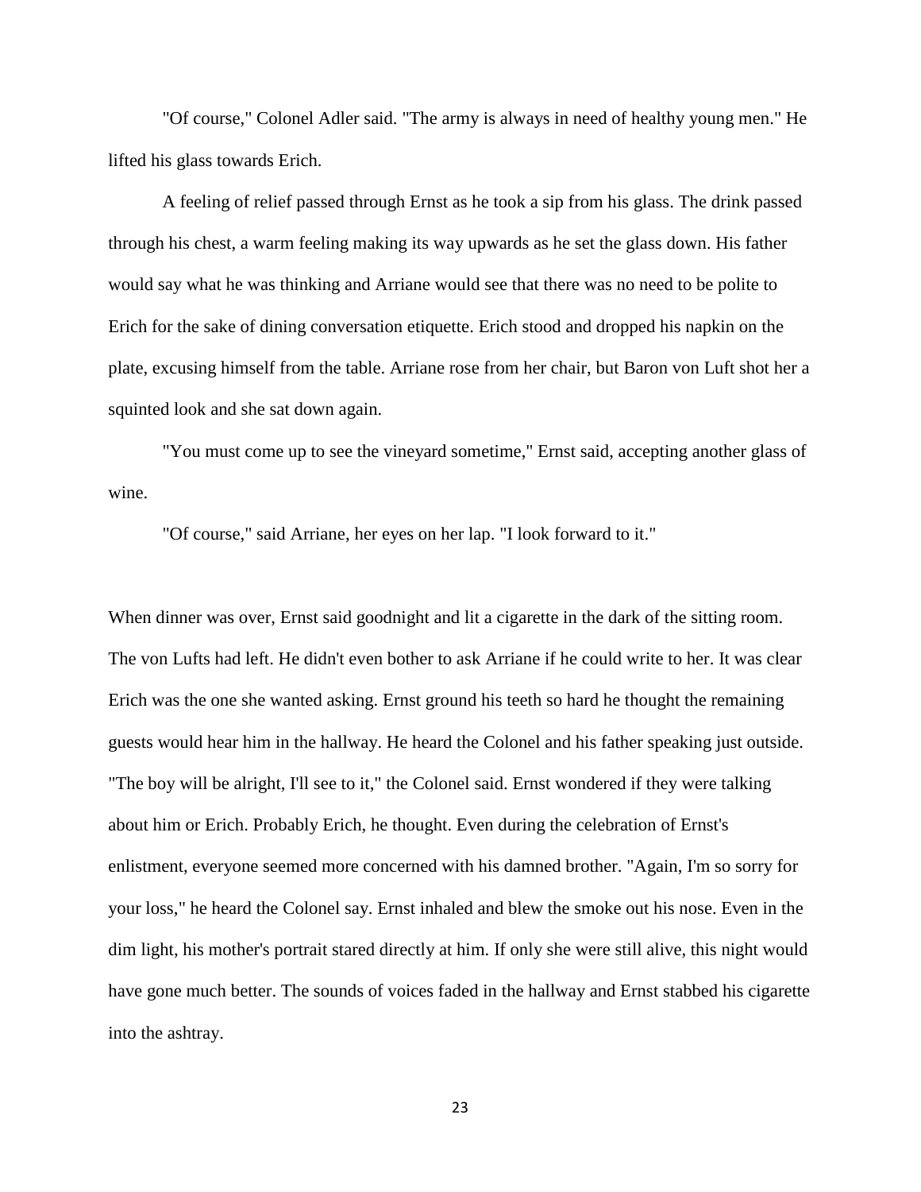"Of course," Colonel Adler said. "The army is always in need of healthy young men." He lifted his glass towards Erich.

A feeling of relief passed through Ernst as he took a sip from his glass. The drink passed through his chest, a warm feeling making its way upwards as he set the glass down. His father would say what he was thinking and Arriane would see that there was no need to be polite to Erich for the sake of dining conversation etiquette. Erich stood and dropped his napkin on the plate, excusing himself from the table. Arriane rose from her chair, but Baron von Luft shot her a squinted look and she sat down again.

"You must come up to see the vineyard sometime," Ernst said, accepting another glass of wine.

"Of course," said Arriane, her eyes on her lap. "I look forward to it."

When dinner was over, Ernst said goodnight and lit a cigarette in the dark of the sitting room. The von Lufts had left. He didn't even bother to ask Arriane if he could write to her. It was clear Erich was the one she wanted asking. Ernst ground his teeth so hard he thought the remaining guests would hear him in the hallway. He heard the Colonel and his father speaking just outside. "The boy will be alright, I'll see to it," the Colonel said. Ernst wondered if they were talking about him or Erich. Probably Erich, he thought. Even during the celebration of Ernst's enlistment, everyone seemed more concerned with his damned brother. "Again, I'm so sorry for your loss," he heard the Colonel say. Ernst inhaled and blew the smoke out his nose. Even in the dim light, his mother's portrait stared directly at him. If only she were still alive, this night would have gone much better. The sounds of voices faded in the hallway and Ernst stabbed his cigarette into the ashtray.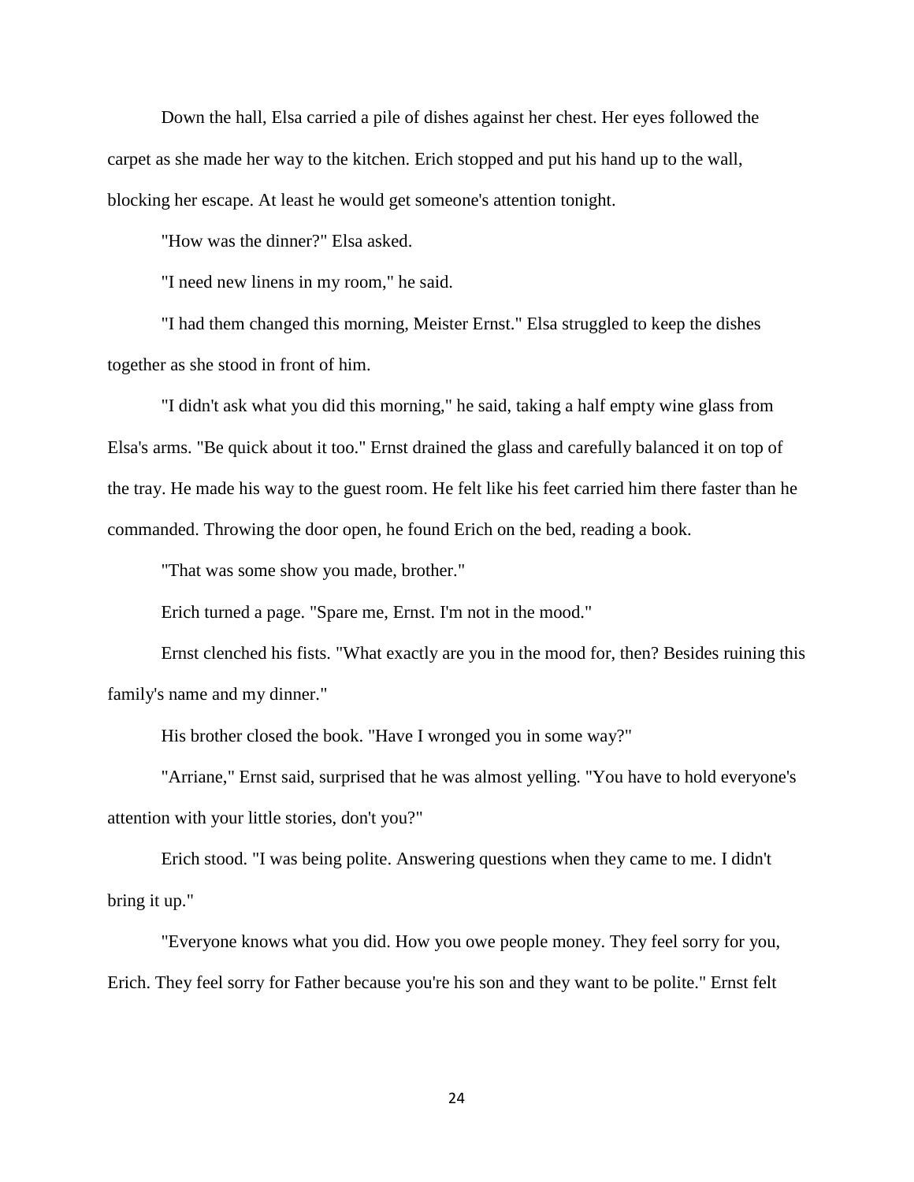Down the hall, Elsa carried a pile of dishes against her chest. Her eyes followed the carpet as she made her way to the kitchen. Erich stopped and put his hand up to the wall, blocking her escape. At least he would get someone's attention tonight.

"How was the dinner?" Elsa asked.

"I need new linens in my room," he said.

"I had them changed this morning, Meister Ernst." Elsa struggled to keep the dishes together as she stood in front of him.

"I didn't ask what you did this morning," he said, taking a half empty wine glass from Elsa's arms. "Be quick about it too." Ernst drained the glass and carefully balanced it on top of the tray. He made his way to the guest room. He felt like his feet carried him there faster than he commanded. Throwing the door open, he found Erich on the bed, reading a book.

"That was some show you made, brother."

Erich turned a page. "Spare me, Ernst. I'm not in the mood."

Ernst clenched his fists. "What exactly are you in the mood for, then? Besides ruining this family's name and my dinner."

His brother closed the book. "Have I wronged you in some way?"

"Arriane," Ernst said, surprised that he was almost yelling. "You have to hold everyone's attention with your little stories, don't you?"

Erich stood. "I was being polite. Answering questions when they came to me. I didn't bring it up."

"Everyone knows what you did. How you owe people money. They feel sorry for you, Erich. They feel sorry for Father because you're his son and they want to be polite." Ernst felt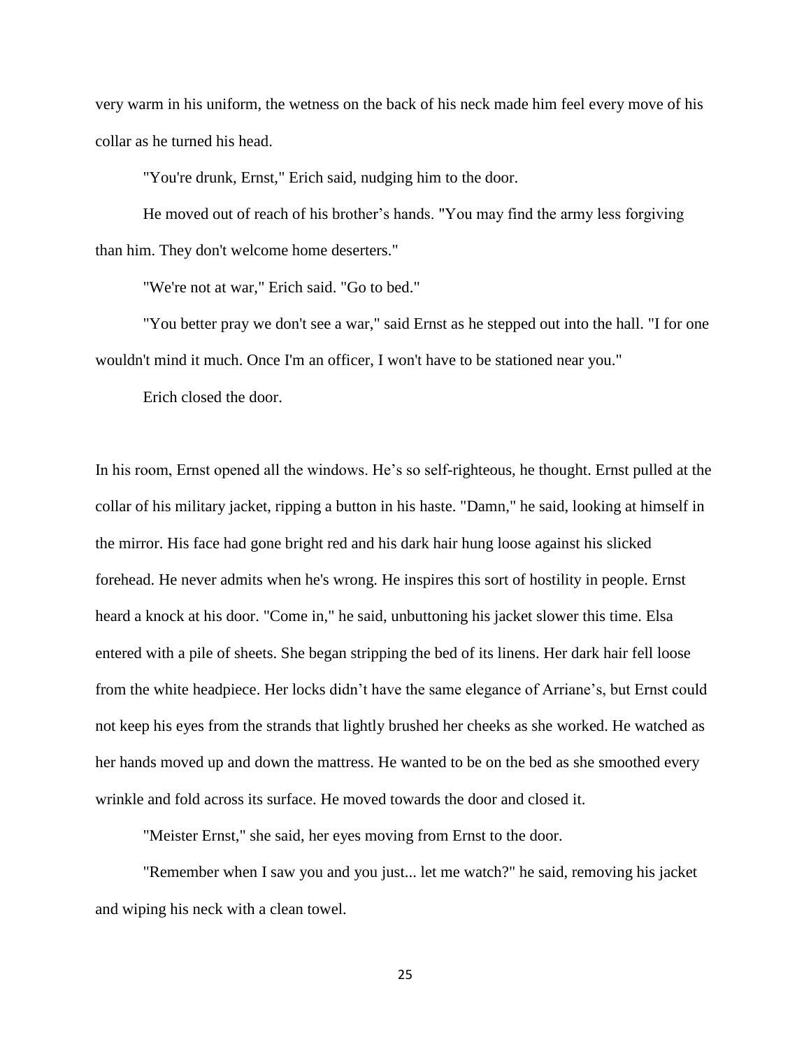very warm in his uniform, the wetness on the back of his neck made him feel every move of his collar as he turned his head.

"You're drunk, Ernst," Erich said, nudging him to the door.

He moved out of reach of his brother's hands. "You may find the army less forgiving than him. They don't welcome home deserters."

"We're not at war," Erich said. "Go to bed."

"You better pray we don't see a war," said Ernst as he stepped out into the hall. "I for one wouldn't mind it much. Once I'm an officer, I won't have to be stationed near you."

Erich closed the door.

In his room, Ernst opened all the windows. He's so self-righteous, he thought. Ernst pulled at the collar of his military jacket, ripping a button in his haste. "Damn," he said, looking at himself in the mirror. His face had gone bright red and his dark hair hung loose against his slicked forehead. He never admits when he's wrong. He inspires this sort of hostility in people. Ernst heard a knock at his door. "Come in," he said, unbuttoning his jacket slower this time. Elsa entered with a pile of sheets. She began stripping the bed of its linens. Her dark hair fell loose from the white headpiece. Her locks didn't have the same elegance of Arriane's, but Ernst could not keep his eyes from the strands that lightly brushed her cheeks as she worked. He watched as her hands moved up and down the mattress. He wanted to be on the bed as she smoothed every wrinkle and fold across its surface. He moved towards the door and closed it.

"Meister Ernst," she said, her eyes moving from Ernst to the door.

"Remember when I saw you and you just... let me watch?" he said, removing his jacket and wiping his neck with a clean towel.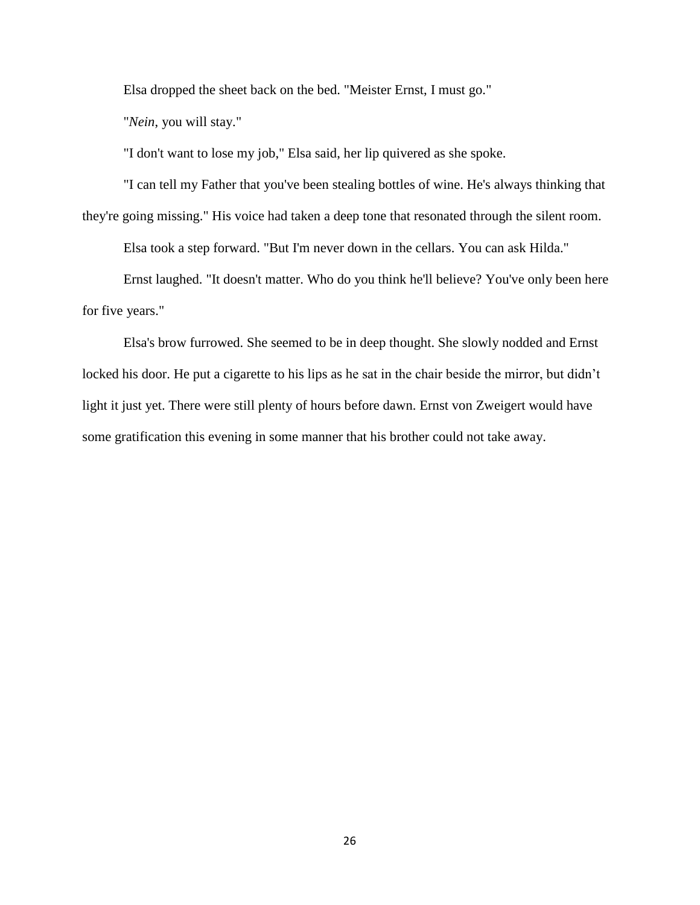Elsa dropped the sheet back on the bed. "Meister Ernst, I must go."

"*Nein*, you will stay."

"I don't want to lose my job," Elsa said, her lip quivered as she spoke.

"I can tell my Father that you've been stealing bottles of wine. He's always thinking that they're going missing." His voice had taken a deep tone that resonated through the silent room.

Elsa took a step forward. "But I'm never down in the cellars. You can ask Hilda."

Ernst laughed. "It doesn't matter. Who do you think he'll believe? You've only been here for five years."

Elsa's brow furrowed. She seemed to be in deep thought. She slowly nodded and Ernst locked his door. He put a cigarette to his lips as he sat in the chair beside the mirror, but didn't light it just yet. There were still plenty of hours before dawn. Ernst von Zweigert would have some gratification this evening in some manner that his brother could not take away.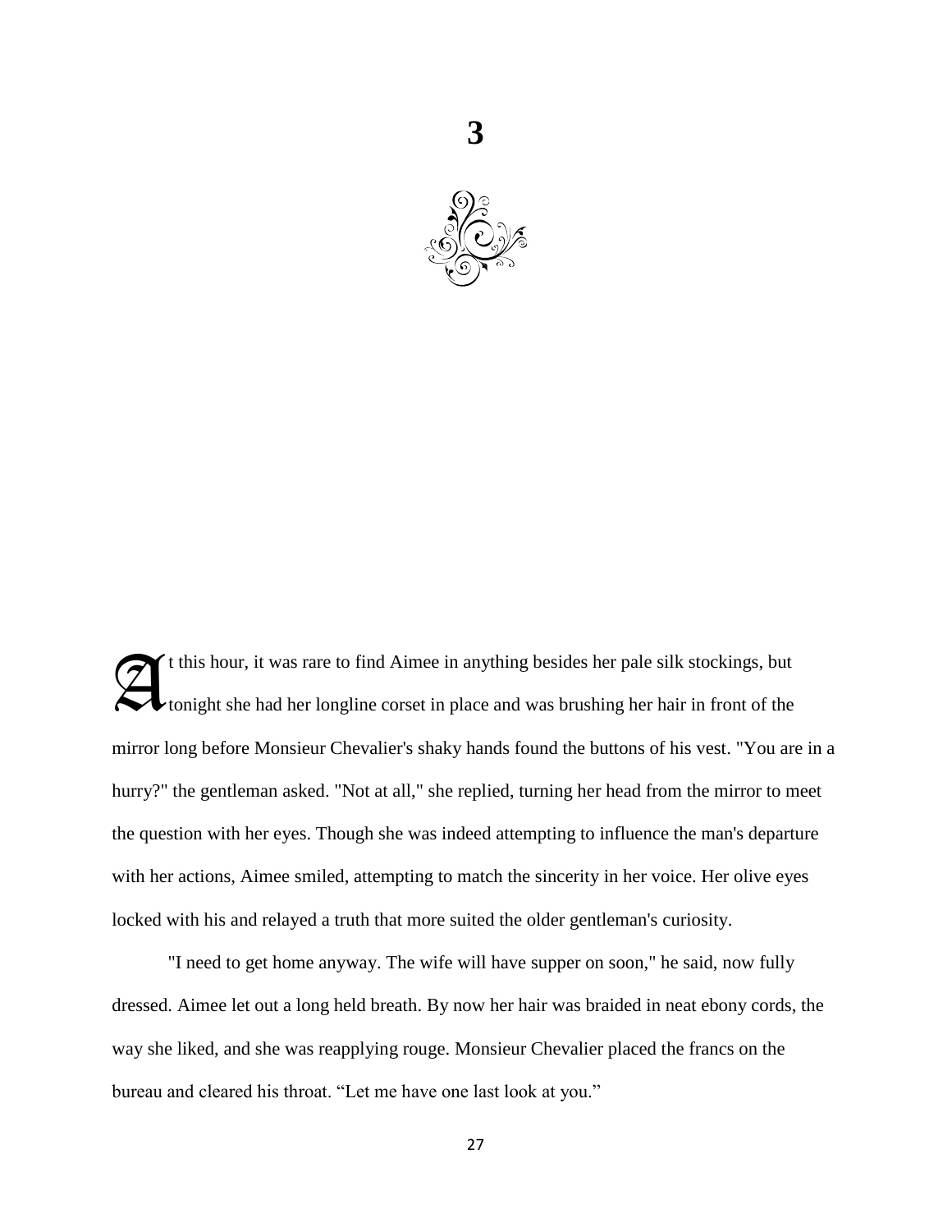# 3

At this hour, it was rare to find Aimee in anything besides her pale silk stockings, but tonight she had her longline corset in place and was brushing her hair in front of the mirror long before Monsieur Chevalier's shaky hands found the buttons of his vest. "You are in a hurry?" the gentleman asked. "Not at all," she replied, turning her head from the mirror to meet the question with her eyes. Though she was indeed attempting to influence the man's departure with her actions, Aimee smiled, attempting to match the sincerity in her voice. Her olive eyes locked with his and relayed a truth that more suited the older gentleman's curiosity.

"I need to get home anyway. The wife will have supper on soon," he said, now fully dressed. Aimee let out a long held breath. By now her hair was braided in neat ebony cords, the way she liked, and she was reapplying rouge. Monsieur Chevalier placed the francs on the bureau and cleared his throat. "Let me have one last look at you."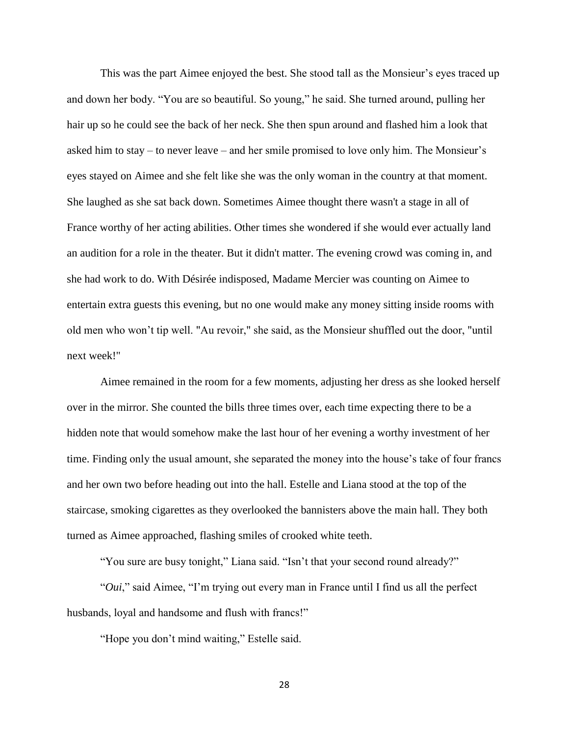This was the part Aimee enjoyed the best. She stood tall as the Monsieur's eyes traced up and down her body. "You are so beautiful. So young," he said. She turned around, pulling her hair up so he could see the back of her neck. She then spun around and flashed him a look that asked him to stay – to never leave – and her smile promised to love only him. The Monsieur's eyes stayed on Aimee and she felt like she was the only woman in the country at that moment. She laughed as she sat back down. Sometimes Aimee thought there wasn't a stage in all of France worthy of her acting abilities. Other times she wondered if she would ever actually land an audition for a role in the theater. But it didn't matter. The evening crowd was coming in, and she had work to do. With Désirée indisposed, Madame Mercier was counting on Aimee to entertain extra guests this evening, but no one would make any money sitting inside rooms with old men who won't tip well. "Au revoir," she said, as the Monsieur shuffled out the door, "until next week!"

Aimee remained in the room for a few moments, adjusting her dress as she looked herself over in the mirror. She counted the bills three times over, each time expecting there to be a hidden note that would somehow make the last hour of her evening a worthy investment of her time. Finding only the usual amount, she separated the money into the house's take of four francs and her own two before heading out into the hall. Estelle and Liana stood at the top of the staircase, smoking cigarettes as they overlooked the bannisters above the main hall. They both turned as Aimee approached, flashing smiles of crooked white teeth.

"You sure are busy tonight," Liana said. "Isn't that your second round already?"

"*Oui*," said Aimee, "I'm trying out every man in France until I find us all the perfect husbands, loyal and handsome and flush with francs!"

"Hope you don't mind waiting," Estelle said.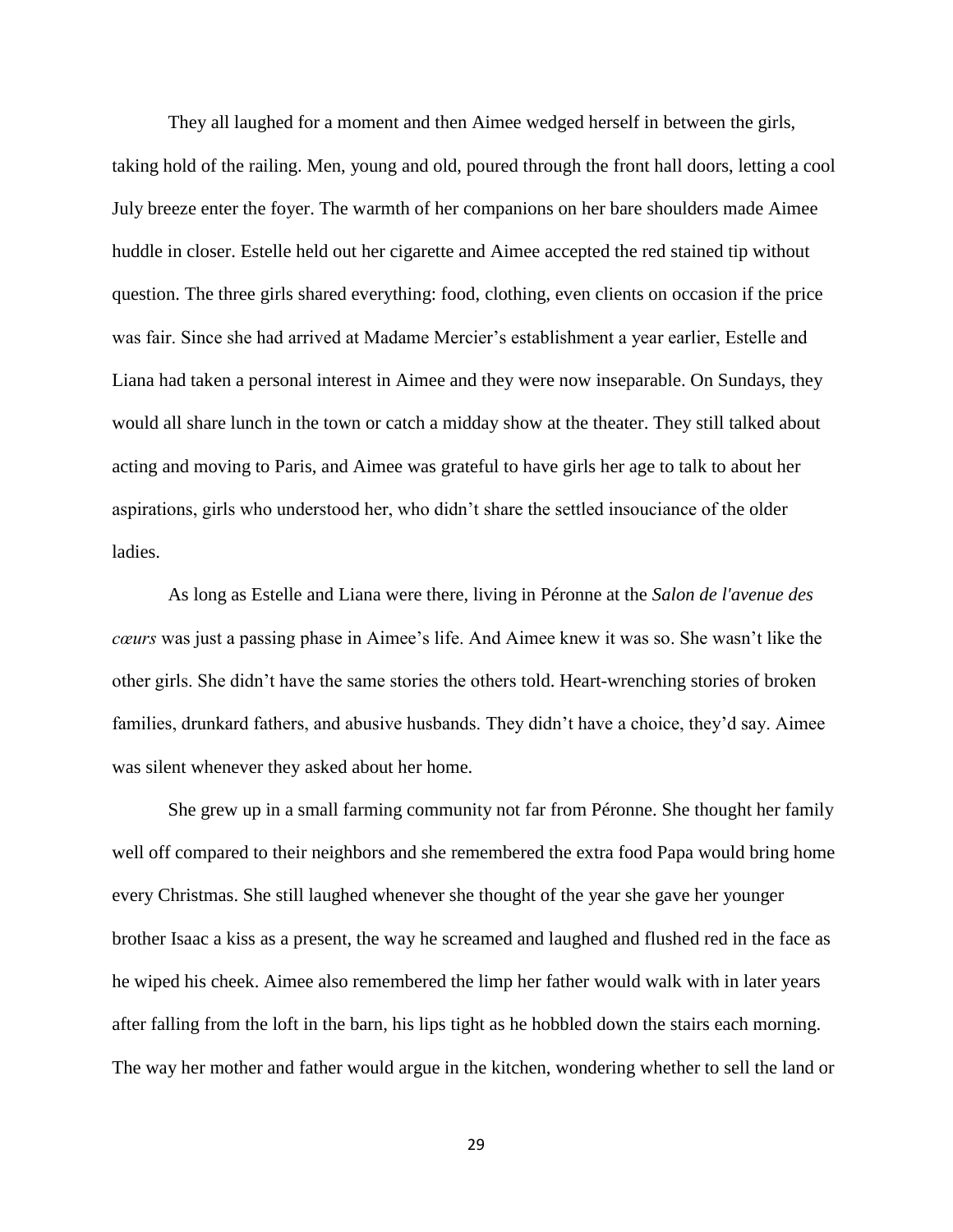They all laughed for a moment and then Aimee wedged herself in between the girls, taking hold of the railing. Men, young and old, poured through the front hall doors, letting a cool July breeze enter the foyer. The warmth of her companions on her bare shoulders made Aimee huddle in closer. Estelle held out her cigarette and Aimee accepted the red stained tip without question. The three girls shared everything: food, clothing, even clients on occasion if the price was fair. Since she had arrived at Madame Mercier's establishment a year earlier, Estelle and Liana had taken a personal interest in Aimee and they were now inseparable. On Sundays, they would all share lunch in the town or catch a midday show at the theater. They still talked about acting and moving to Paris, and Aimee was grateful to have girls her age to talk to about her aspirations, girls who understood her, who didn't share the settled insouciance of the older ladies.

As long as Estelle and Liana were there, living in Péronne at the *Salon de l'avenue des cœurs* was just a passing phase in Aimee's life. And Aimee knew it was so. She wasn't like the other girls. She didn't have the same stories the others told. Heart-wrenching stories of broken families, drunkard fathers, and abusive husbands. They didn't have a choice, they'd say. Aimee was silent whenever they asked about her home.

She grew up in a small farming community not far from Péronne. She thought her family well off compared to their neighbors and she remembered the extra food Papa would bring home every Christmas. She still laughed whenever she thought of the year she gave her younger brother Isaac a kiss as a present, the way he screamed and laughed and flushed red in the face as he wiped his cheek. Aimee also remembered the limp her father would walk with in later years after falling from the loft in the barn, his lips tight as he hobbled down the stairs each morning. The way her mother and father would argue in the kitchen, wondering whether to sell the land or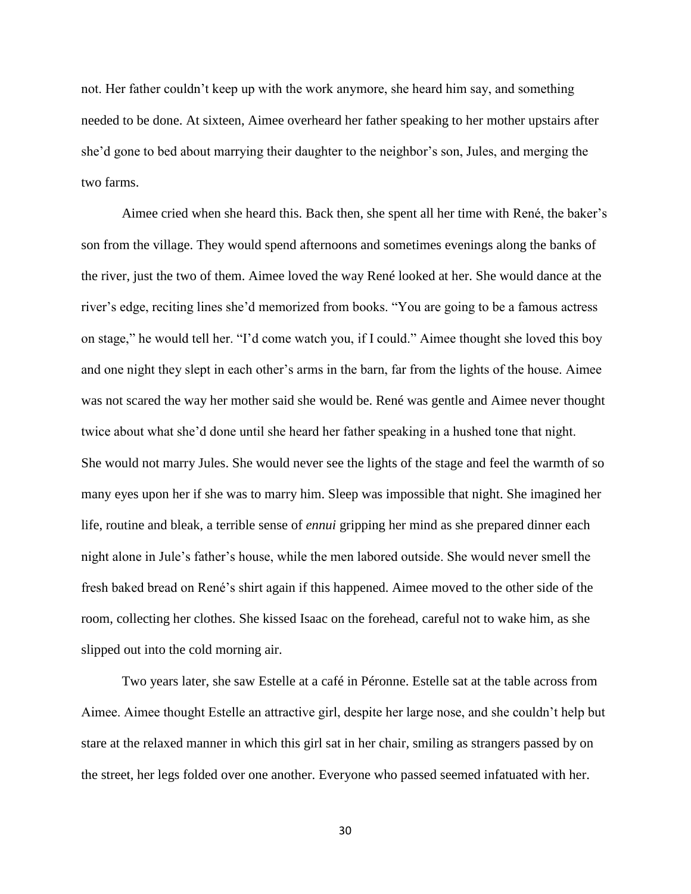not. Her father couldn't keep up with the work anymore, she heard him say, and something needed to be done. At sixteen, Aimee overheard her father speaking to her mother upstairs after she'd gone to bed about marrying their daughter to the neighbor's son, Jules, and merging the two farms.

Aimee cried when she heard this. Back then, she spent all her time with René, the baker's son from the village. They would spend afternoons and sometimes evenings along the banks of the river, just the two of them. Aimee loved the way René looked at her. She would dance at the river's edge, reciting lines she'd memorized from books. "You are going to be a famous actress on stage," he would tell her. "I'd come watch you, if I could." Aimee thought she loved this boy and one night they slept in each other's arms in the barn, far from the lights of the house. Aimee was not scared the way her mother said she would be. René was gentle and Aimee never thought twice about what she'd done until she heard her father speaking in a hushed tone that night. She would not marry Jules. She would never see the lights of the stage and feel the warmth of so many eyes upon her if she was to marry him. Sleep was impossible that night. She imagined her life, routine and bleak, a terrible sense of *ennui* gripping her mind as she prepared dinner each night alone in Jule's father's house, while the men labored outside. She would never smell the fresh baked bread on René's shirt again if this happened. Aimee moved to the other side of the room, collecting her clothes. She kissed Isaac on the forehead, careful not to wake him, as she slipped out into the cold morning air.

Two years later, she saw Estelle at a café in Péronne. Estelle sat at the table across from Aimee. Aimee thought Estelle an attractive girl, despite her large nose, and she couldn't help but stare at the relaxed manner in which this girl sat in her chair, smiling as strangers passed by on the street, her legs folded over one another. Everyone who passed seemed infatuated with her.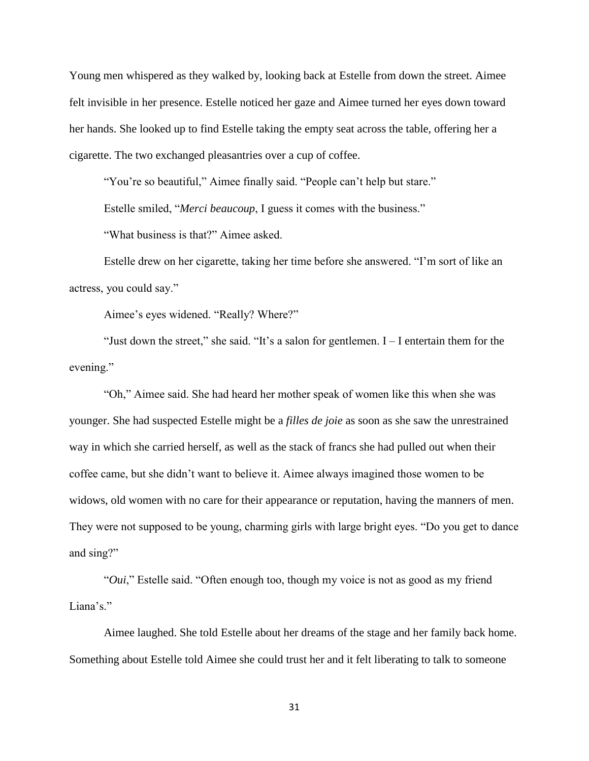Young men whispered as they walked by, looking back at Estelle from down the street. Aimee felt invisible in her presence. Estelle noticed her gaze and Aimee turned her eyes down toward her hands. She looked up to find Estelle taking the empty seat across the table, offering her a cigarette. The two exchanged pleasantries over a cup of coffee.

"You're so beautiful," Aimee finally said. "People can't help but stare."

Estelle smiled, "*Merci beaucoup*, I guess it comes with the business."

"What business is that?" Aimee asked.

Estelle drew on her cigarette, taking her time before she answered. "I'm sort of like an actress, you could say."

Aimee's eyes widened. "Really? Where?"

"Just down the street," she said. "It's a salon for gentlemen. I – I entertain them for the evening."

"Oh," Aimee said. She had heard her mother speak of women like this when she was younger. She had suspected Estelle might be a *filles de joie* as soon as she saw the unrestrained way in which she carried herself, as well as the stack of francs she had pulled out when their coffee came, but she didn't want to believe it. Aimee always imagined those women to be widows, old women with no care for their appearance or reputation, having the manners of men. They were not supposed to be young, charming girls with large bright eyes. "Do you get to dance and sing?"

"*Oui*," Estelle said. "Often enough too, though my voice is not as good as my friend Liana's."

Aimee laughed. She told Estelle about her dreams of the stage and her family back home. Something about Estelle told Aimee she could trust her and it felt liberating to talk to someone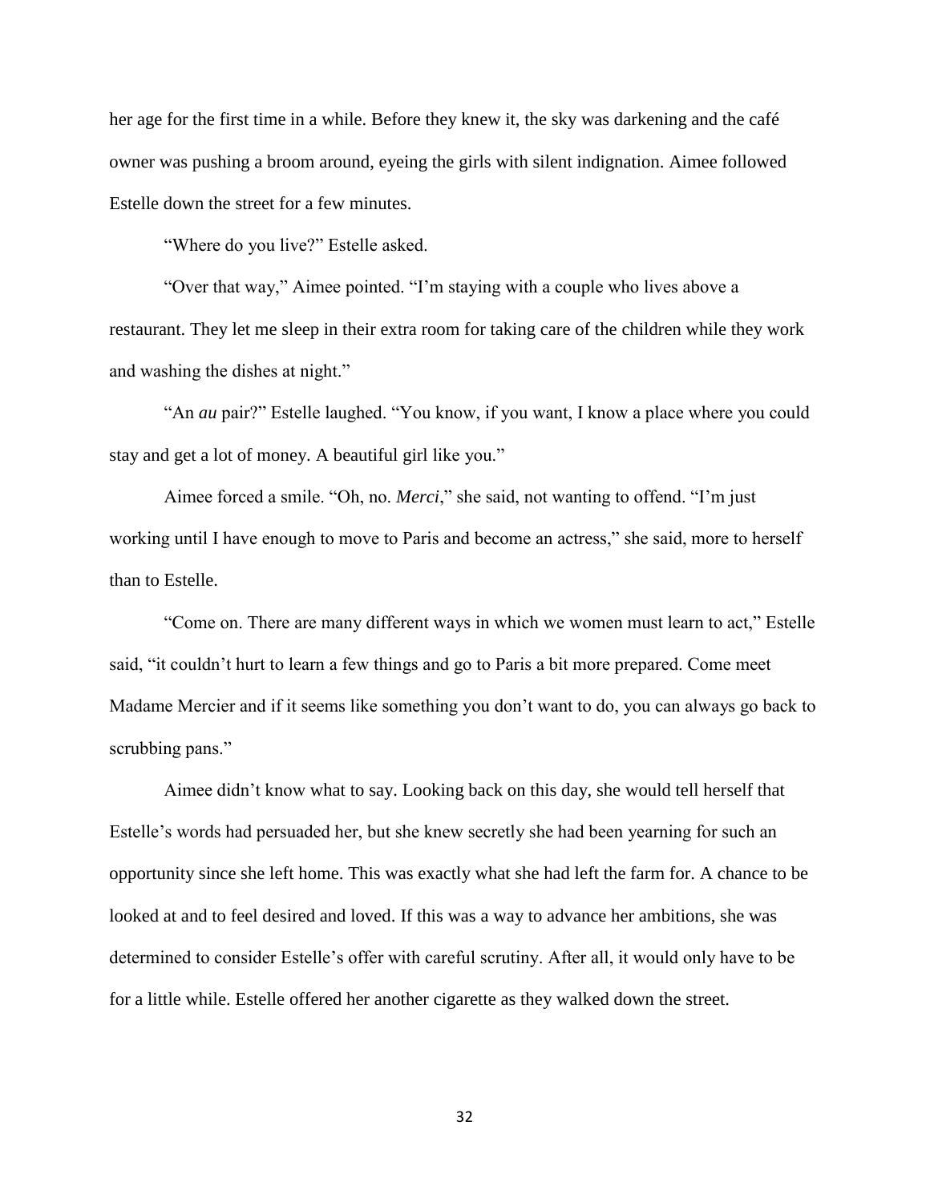her age for the first time in a while. Before they knew it, the sky was darkening and the café owner was pushing a broom around, eyeing the girls with silent indignation. Aimee followed Estelle down the street for a few minutes.

"Where do you live?" Estelle asked.

"Over that way," Aimee pointed. "I'm staying with a couple who lives above a restaurant. They let me sleep in their extra room for taking care of the children while they work and washing the dishes at night."

"An *au* pair?" Estelle laughed. "You know, if you want, I know a place where you could stay and get a lot of money. A beautiful girl like you."

Aimee forced a smile. "Oh, no. *Merci*," she said, not wanting to offend. "I'm just working until I have enough to move to Paris and become an actress," she said, more to herself than to Estelle.

"Come on. There are many different ways in which we women must learn to act," Estelle said, "it couldn't hurt to learn a few things and go to Paris a bit more prepared. Come meet Madame Mercier and if it seems like something you don't want to do, you can always go back to scrubbing pans."

Aimee didn't know what to say. Looking back on this day, she would tell herself that Estelle's words had persuaded her, but she knew secretly she had been yearning for such an opportunity since she left home. This was exactly what she had left the farm for. A chance to be looked at and to feel desired and loved. If this was a way to advance her ambitions, she was determined to consider Estelle's offer with careful scrutiny. After all, it would only have to be for a little while. Estelle offered her another cigarette as they walked down the street.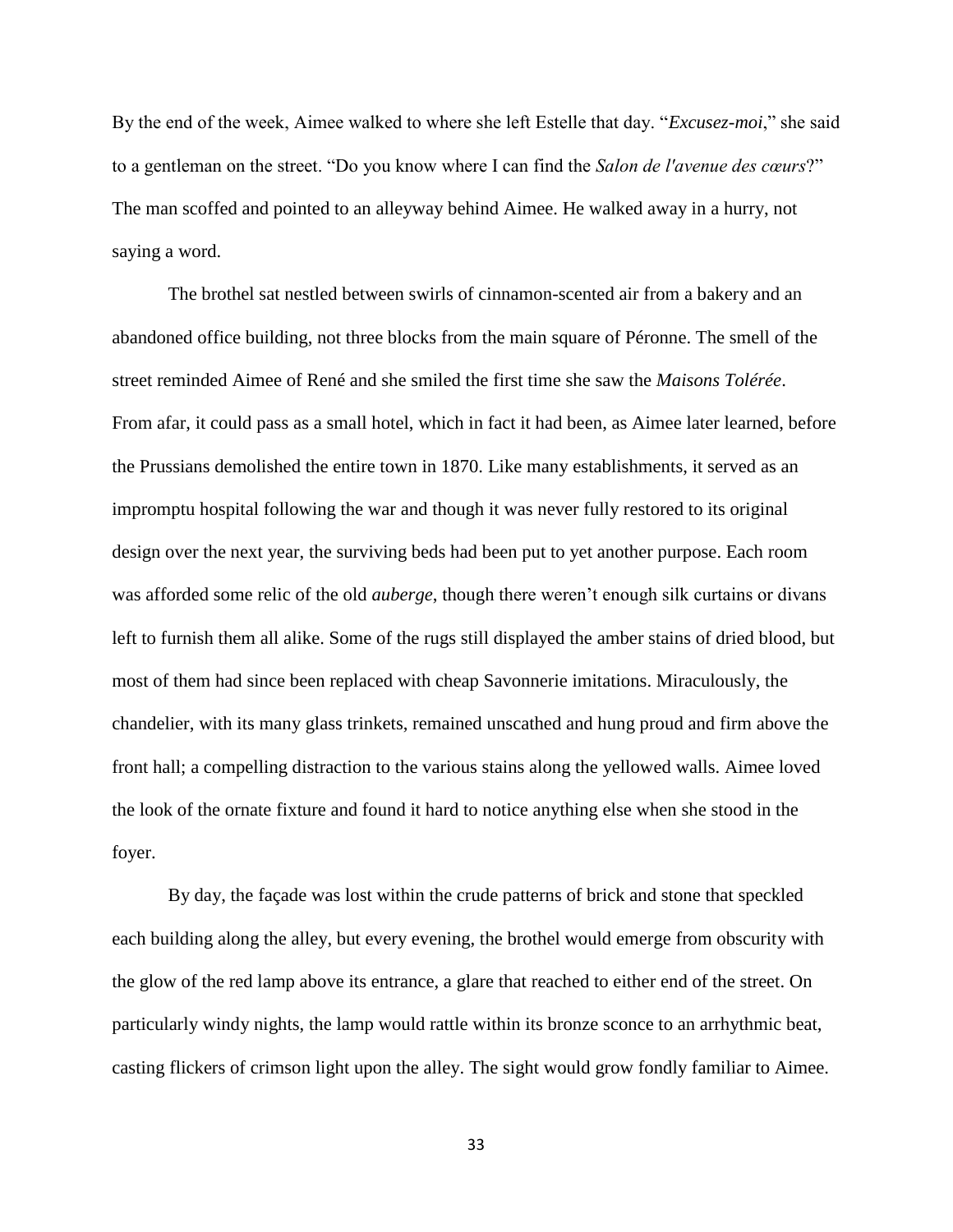By the end of the week, Aimee walked to where she left Estelle that day. "*Excusez-moi*," she said to a gentleman on the street. "Do you know where I can find the *Salon de l'avenue des cœurs*?" The man scoffed and pointed to an alleyway behind Aimee. He walked away in a hurry, not saying a word.

The brothel sat nestled between swirls of cinnamon-scented air from a bakery and an abandoned office building, not three blocks from the main square of Péronne. The smell of the street reminded Aimee of René and she smiled the first time she saw the *Maisons Tolérée*. From afar, it could pass as a small hotel, which in fact it had been, as Aimee later learned, before the Prussians demolished the entire town in 1870. Like many establishments, it served as an impromptu hospital following the war and though it was never fully restored to its original design over the next year, the surviving beds had been put to yet another purpose. Each room was afforded some relic of the old *auberge*, though there weren't enough silk curtains or divans left to furnish them all alike. Some of the rugs still displayed the amber stains of dried blood, but most of them had since been replaced with cheap Savonnerie imitations. Miraculously, the chandelier, with its many glass trinkets, remained unscathed and hung proud and firm above the front hall; a compelling distraction to the various stains along the yellowed walls. Aimee loved the look of the ornate fixture and found it hard to notice anything else when she stood in the foyer.

By day, the façade was lost within the crude patterns of brick and stone that speckled each building along the alley, but every evening, the brothel would emerge from obscurity with the glow of the red lamp above its entrance, a glare that reached to either end of the street. On particularly windy nights, the lamp would rattle within its bronze sconce to an arrhythmic beat, casting flickers of crimson light upon the alley. The sight would grow fondly familiar to Aimee.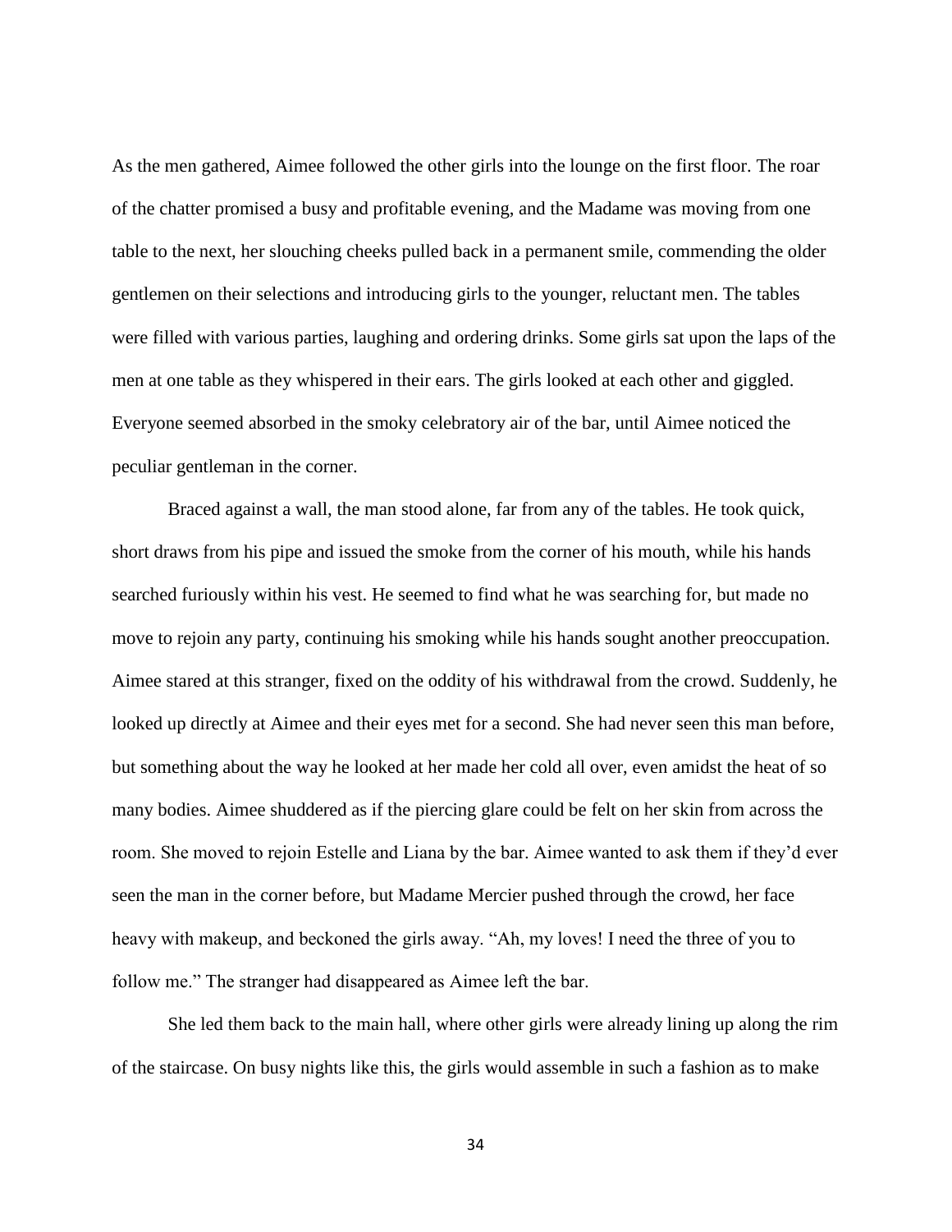As the men gathered, Aimee followed the other girls into the lounge on the first floor. The roar of the chatter promised a busy and profitable evening, and the Madame was moving from one table to the next, her slouching cheeks pulled back in a permanent smile, commending the older gentlemen on their selections and introducing girls to the younger, reluctant men. The tables were filled with various parties, laughing and ordering drinks. Some girls sat upon the laps of the men at one table as they whispered in their ears. The girls looked at each other and giggled. Everyone seemed absorbed in the smoky celebratory air of the bar, until Aimee noticed the peculiar gentleman in the corner.

Braced against a wall, the man stood alone, far from any of the tables. He took quick, short draws from his pipe and issued the smoke from the corner of his mouth, while his hands searched furiously within his vest. He seemed to find what he was searching for, but made no move to rejoin any party, continuing his smoking while his hands sought another preoccupation. Aimee stared at this stranger, fixed on the oddity of his withdrawal from the crowd. Suddenly, he looked up directly at Aimee and their eyes met for a second. She had never seen this man before, but something about the way he looked at her made her cold all over, even amidst the heat of so many bodies. Aimee shuddered as if the piercing glare could be felt on her skin from across the room. She moved to rejoin Estelle and Liana by the bar. Aimee wanted to ask them if they'd ever seen the man in the corner before, but Madame Mercier pushed through the crowd, her face heavy with makeup, and beckoned the girls away. "Ah, my loves! I need the three of you to follow me." The stranger had disappeared as Aimee left the bar.

She led them back to the main hall, where other girls were already lining up along the rim of the staircase. On busy nights like this, the girls would assemble in such a fashion as to make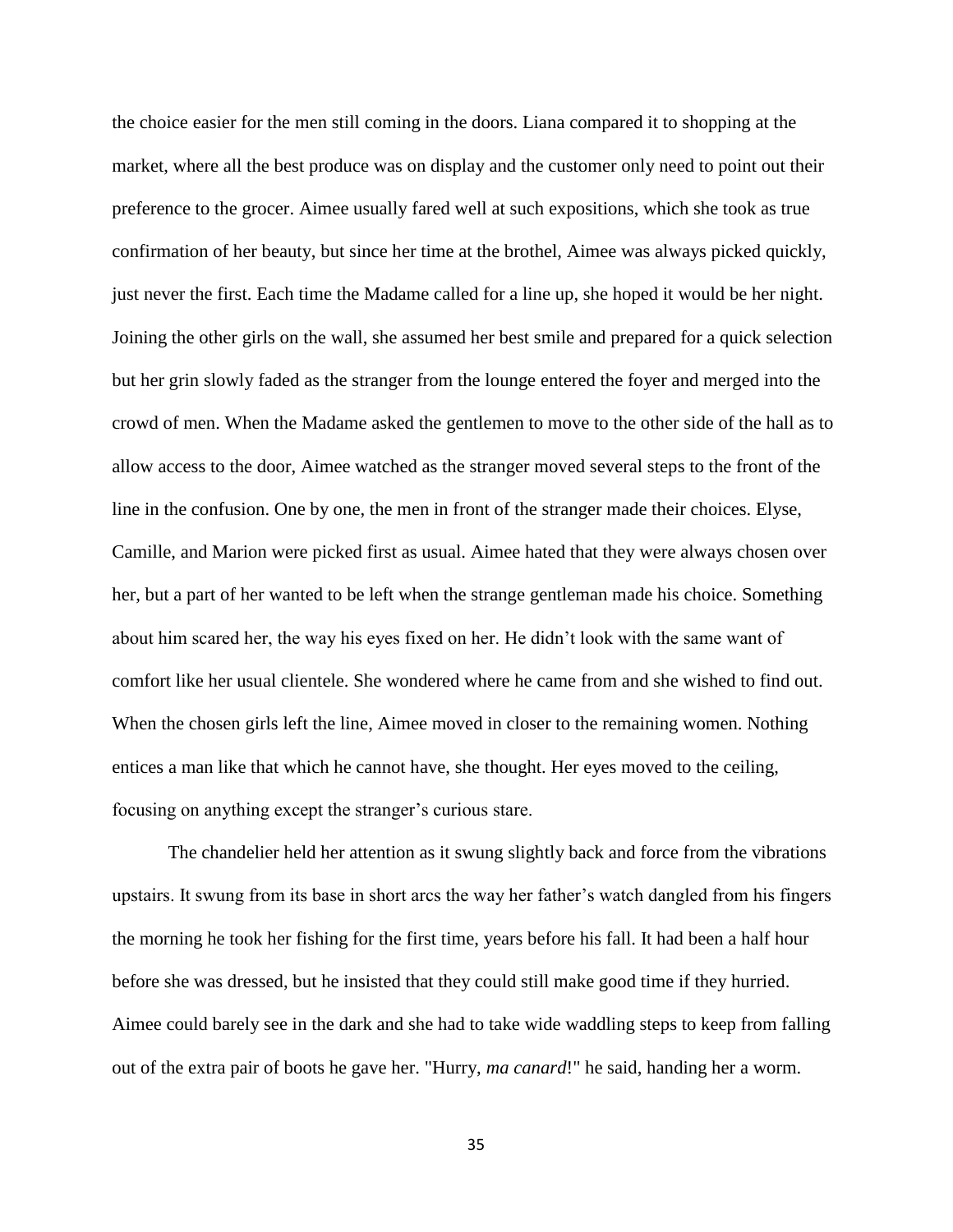the choice easier for the men still coming in the doors. Liana compared it to shopping at the market, where all the best produce was on display and the customer only need to point out their preference to the grocer. Aimee usually fared well at such expositions, which she took as true confirmation of her beauty, but since her time at the brothel, Aimee was always picked quickly, just never the first. Each time the Madame called for a line up, she hoped it would be her night. Joining the other girls on the wall, she assumed her best smile and prepared for a quick selection but her grin slowly faded as the stranger from the lounge entered the foyer and merged into the crowd of men. When the Madame asked the gentlemen to move to the other side of the hall as to allow access to the door, Aimee watched as the stranger moved several steps to the front of the line in the confusion. One by one, the men in front of the stranger made their choices. Elyse, Camille, and Marion were picked first as usual. Aimee hated that they were always chosen over her, but a part of her wanted to be left when the strange gentleman made his choice. Something about him scared her, the way his eyes fixed on her. He didn't look with the same want of comfort like her usual clientele. She wondered where he came from and she wished to find out. When the chosen girls left the line, Aimee moved in closer to the remaining women. Nothing entices a man like that which he cannot have, she thought. Her eyes moved to the ceiling, focusing on anything except the stranger's curious stare.

The chandelier held her attention as it swung slightly back and force from the vibrations upstairs. It swung from its base in short arcs the way her father's watch dangled from his fingers the morning he took her fishing for the first time, years before his fall. It had been a half hour before she was dressed, but he insisted that they could still make good time if they hurried. Aimee could barely see in the dark and she had to take wide waddling steps to keep from falling out of the extra pair of boots he gave her. "Hurry, *ma canard*!" he said, handing her a worm.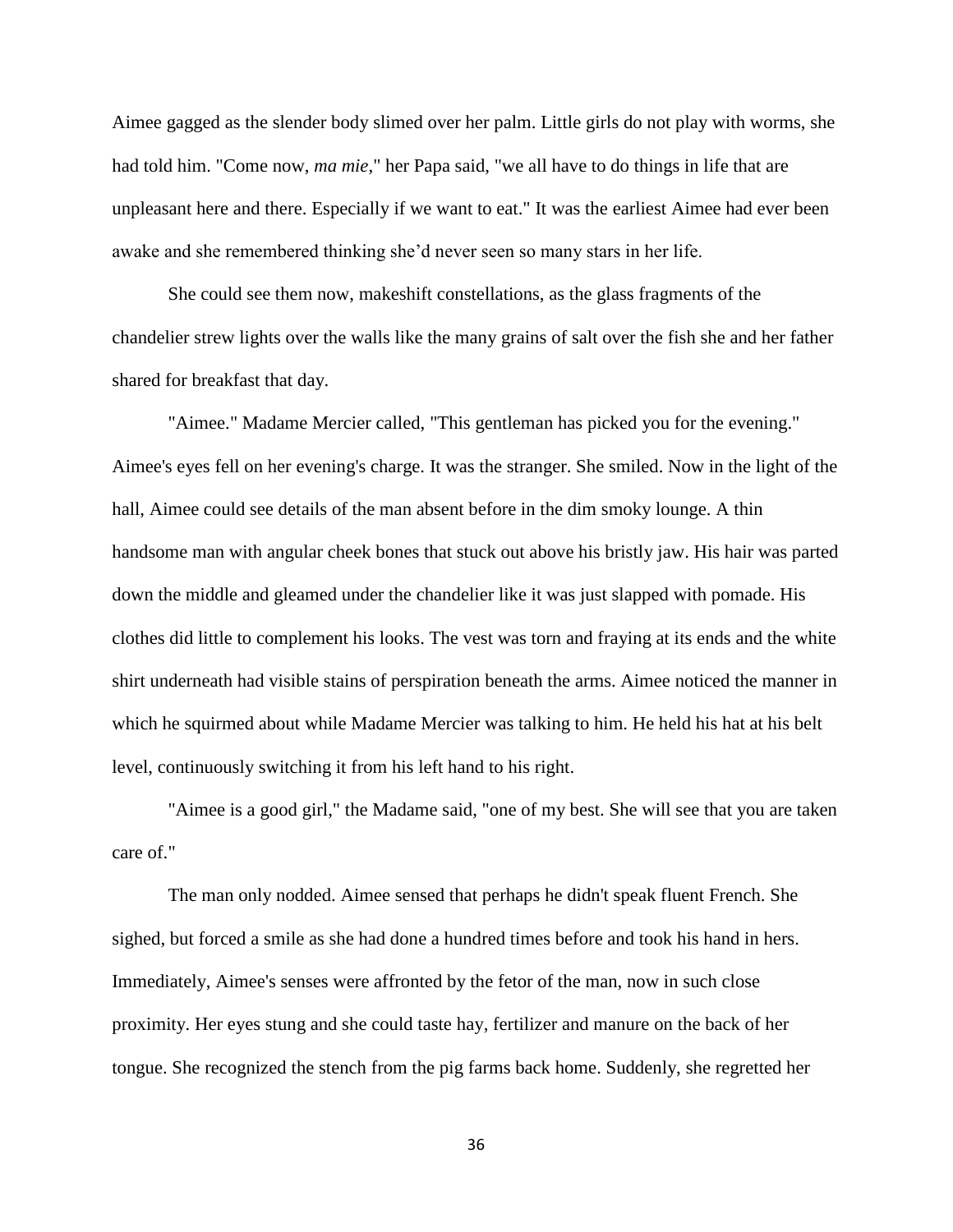Aimee gagged as the slender body slimed over her palm. Little girls do not play with worms, she had told him. "Come now, *ma mie*," her Papa said, "we all have to do things in life that are unpleasant here and there. Especially if we want to eat." It was the earliest Aimee had ever been awake and she remembered thinking she'd never seen so many stars in her life.

She could see them now, makeshift constellations, as the glass fragments of the chandelier strew lights over the walls like the many grains of salt over the fish she and her father shared for breakfast that day.

"Aimee." Madame Mercier called, "This gentleman has picked you for the evening." Aimee's eyes fell on her evening's charge. It was the stranger. She smiled. Now in the light of the hall, Aimee could see details of the man absent before in the dim smoky lounge. A thin handsome man with angular cheek bones that stuck out above his bristly jaw. His hair was parted down the middle and gleamed under the chandelier like it was just slapped with pomade. His clothes did little to complement his looks. The vest was torn and fraying at its ends and the white shirt underneath had visible stains of perspiration beneath the arms. Aimee noticed the manner in which he squirmed about while Madame Mercier was talking to him. He held his hat at his belt level, continuously switching it from his left hand to his right.

"Aimee is a good girl," the Madame said, "one of my best. She will see that you are taken care of."

The man only nodded. Aimee sensed that perhaps he didn't speak fluent French. She sighed, but forced a smile as she had done a hundred times before and took his hand in hers. Immediately, Aimee's senses were affronted by the fetor of the man, now in such close proximity. Her eyes stung and she could taste hay, fertilizer and manure on the back of her tongue. She recognized the stench from the pig farms back home. Suddenly, she regretted her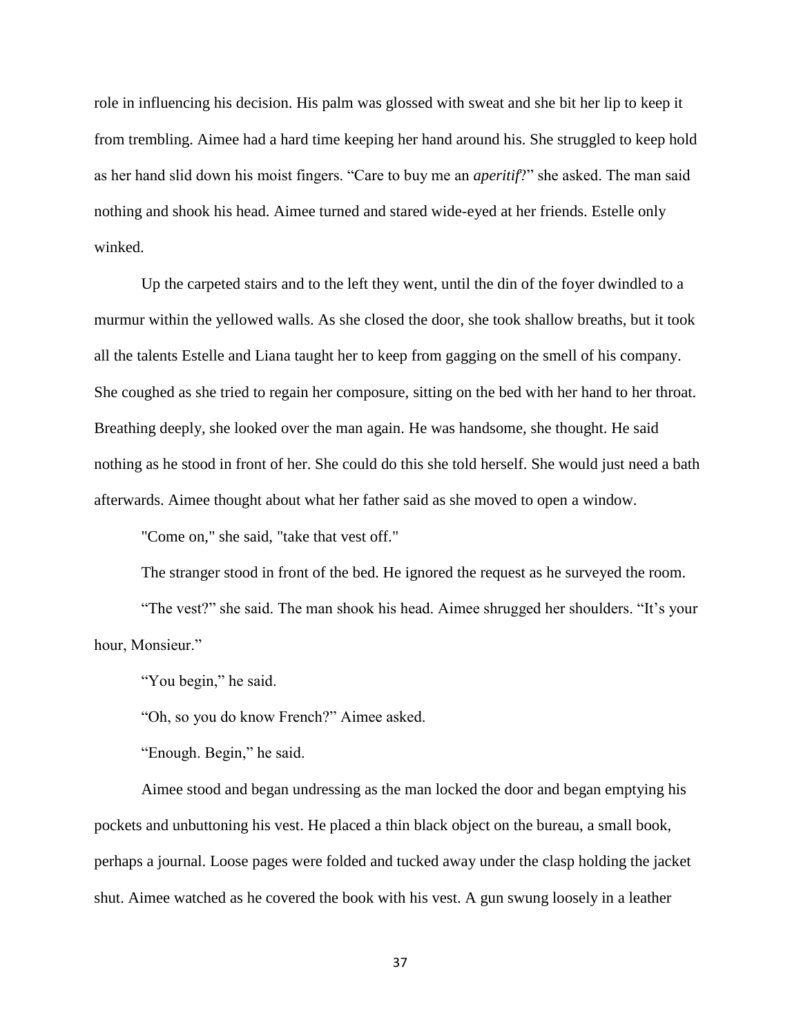role in influencing his decision. His palm was glossed with sweat and she bit her lip to keep it from trembling. Aimee had a hard time keeping her hand around his. She struggled to keep hold as her hand slid down his moist fingers. “Care to buy me an *aperitif*?” she asked. The man said nothing and shook his head. Aimee turned and stared wide-eyed at her friends. Estelle only winked.

Up the carpeted stairs and to the left they went, until the din of the foyer dwindled to a murmur within the yellowed walls. As she closed the door, she took shallow breaths, but it took all the talents Estelle and Liana taught her to keep from gagging on the smell of his company. She coughed as she tried to regain her composure, sitting on the bed with her hand to her throat. Breathing deeply, she looked over the man again. He was handsome, she thought. He said nothing as he stood in front of her. She could do this she told herself. She would just need a bath afterwards. Aimee thought about what her father said as she moved to open a window.

"Come on," she said, "take that vest off."

The stranger stood in front of the bed. He ignored the request as he surveyed the room.

“The vest?” she said. The man shook his head. Aimee shrugged her shoulders. “It’s your hour, Monsieur.”

“You begin,” he said.

“Oh, so you do know French?” Aimee asked.

“Enough. Begin,” he said.

Aimee stood and began undressing as the man locked the door and began emptying his pockets and unbuttoning his vest. He placed a thin black object on the bureau, a small book, perhaps a journal. Loose pages were folded and tucked away under the clasp holding the jacket shut. Aimee watched as he covered the book with his vest. A gun swung loosely in a leather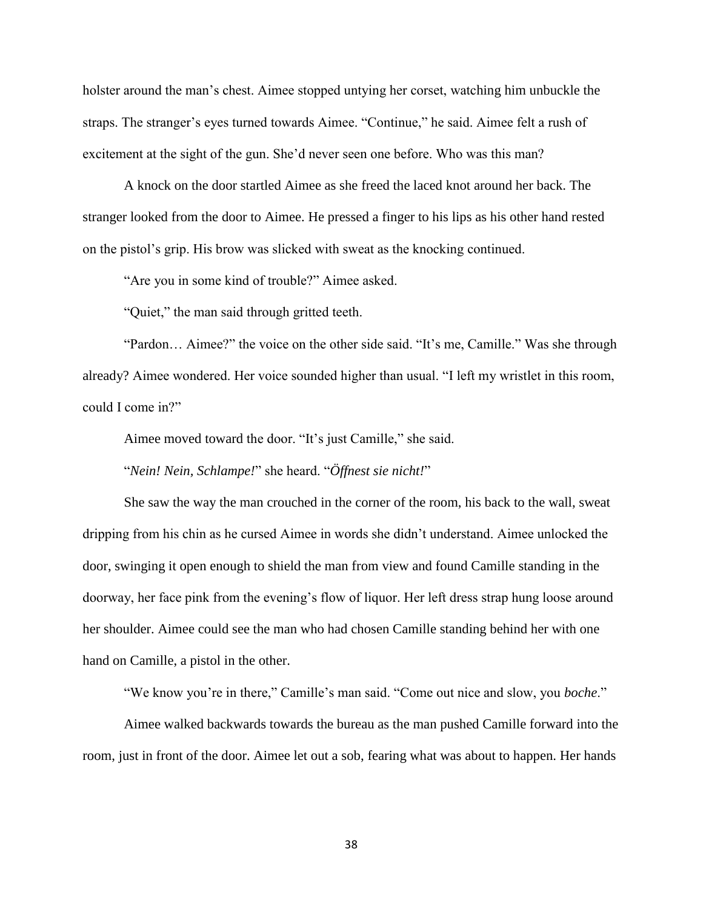holster around the man's chest. Aimee stopped untying her corset, watching him unbuckle the straps. The stranger's eyes turned towards Aimee. "Continue," he said. Aimee felt a rush of excitement at the sight of the gun. She'd never seen one before. Who was this man?

A knock on the door startled Aimee as she freed the laced knot around her back. The stranger looked from the door to Aimee. He pressed a finger to his lips as his other hand rested on the pistol's grip. His brow was slicked with sweat as the knocking continued.

"Are you in some kind of trouble?" Aimee asked.

"Quiet," the man said through gritted teeth.

"Pardon… Aimee?" the voice on the other side said. "It's me, Camille." Was she through already? Aimee wondered. Her voice sounded higher than usual. "I left my wristlet in this room, could I come in?"

Aimee moved toward the door. "It's just Camille," she said.

"*Nein! Nein, Schlampe!*" she heard. "*Öffnest sie nicht!*"

She saw the way the man crouched in the corner of the room, his back to the wall, sweat dripping from his chin as he cursed Aimee in words she didn't understand. Aimee unlocked the door, swinging it open enough to shield the man from view and found Camille standing in the doorway, her face pink from the evening's flow of liquor. Her left dress strap hung loose around her shoulder. Aimee could see the man who had chosen Camille standing behind her with one hand on Camille, a pistol in the other.

"We know you're in there," Camille's man said. "Come out nice and slow, you *boche*."

Aimee walked backwards towards the bureau as the man pushed Camille forward into the room, just in front of the door. Aimee let out a sob, fearing what was about to happen. Her hands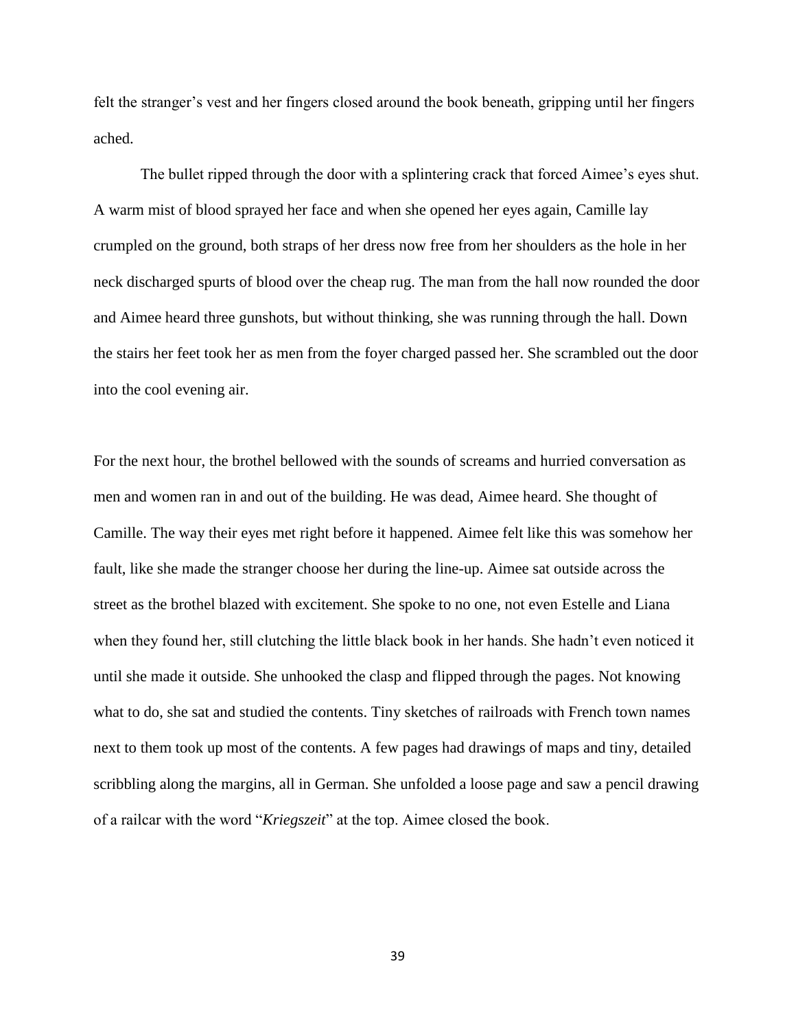felt the stranger's vest and her fingers closed around the book beneath, gripping until her fingers ached.

The bullet ripped through the door with a splintering crack that forced Aimee's eyes shut. A warm mist of blood sprayed her face and when she opened her eyes again, Camille lay crumpled on the ground, both straps of her dress now free from her shoulders as the hole in her neck discharged spurts of blood over the cheap rug. The man from the hall now rounded the door and Aimee heard three gunshots, but without thinking, she was running through the hall. Down the stairs her feet took her as men from the foyer charged passed her. She scrambled out the door into the cool evening air.

For the next hour, the brothel bellowed with the sounds of screams and hurried conversation as men and women ran in and out of the building. He was dead, Aimee heard. She thought of Camille. The way their eyes met right before it happened. Aimee felt like this was somehow her fault, like she made the stranger choose her during the line-up. Aimee sat outside across the street as the brothel blazed with excitement. She spoke to no one, not even Estelle and Liana when they found her, still clutching the little black book in her hands. She hadn't even noticed it until she made it outside. She unhooked the clasp and flipped through the pages. Not knowing what to do, she sat and studied the contents. Tiny sketches of railroads with French town names next to them took up most of the contents. A few pages had drawings of maps and tiny, detailed scribbling along the margins, all in German. She unfolded a loose page and saw a pencil drawing of a railcar with the word "*Kriegszeit*" at the top. Aimee closed the book.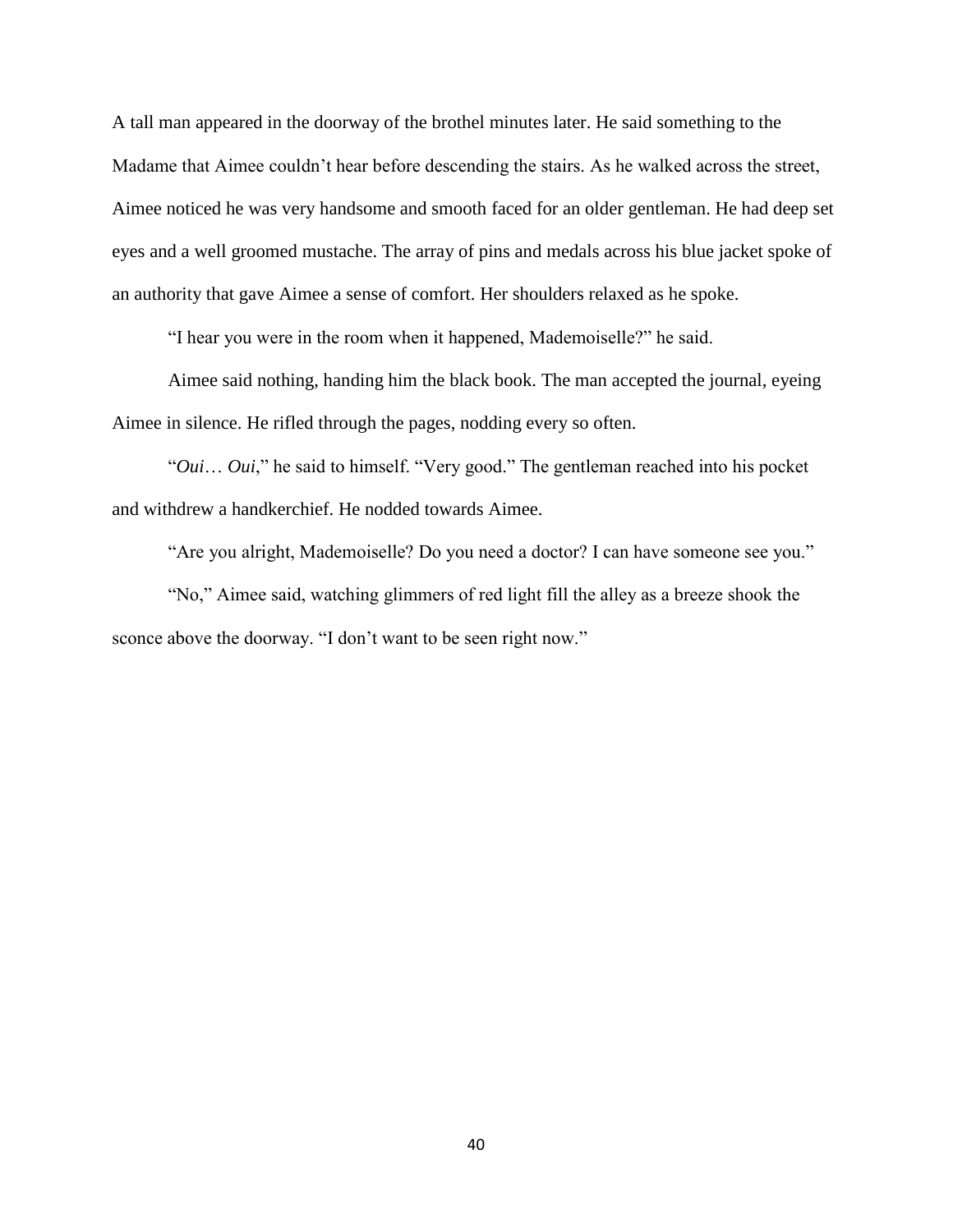A tall man appeared in the doorway of the brothel minutes later. He said something to the Madame that Aimee couldn’t hear before descending the stairs. As he walked across the street, Aimee noticed he was very handsome and smooth faced for an older gentleman. He had deep set eyes and a well groomed mustache. The array of pins and medals across his blue jacket spoke of an authority that gave Aimee a sense of comfort. Her shoulders relaxed as he spoke.

“I hear you were in the room when it happened, Mademoiselle?” he said.

Aimee said nothing, handing him the black book. The man accepted the journal, eyeing Aimee in silence. He rifled through the pages, nodding every so often.

“*Oui*… *Oui*,” he said to himself. “Very good.” The gentleman reached into his pocket and withdrew a handkerchief. He nodded towards Aimee.

“Are you alright, Mademoiselle? Do you need a doctor? I can have someone see you.”

“No,” Aimee said, watching glimmers of red light fill the alley as a breeze shook the sconce above the doorway. “I don’t want to be seen right now.”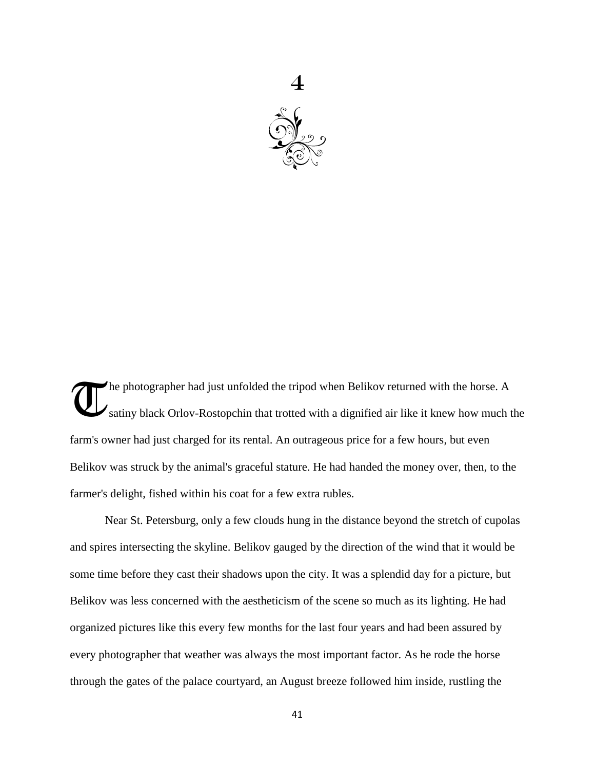# 4

The photographer had just unfolded the tripod when Belikov returned with the horse. A satiny black Orlov-Rostopchin that trotted with a dignified air like it knew how much the farm's owner had just charged for its rental. An outrageous price for a few hours, but even Belikov was struck by the animal's graceful stature. He had handed the money over, then, to the farmer's delight, fished within his coat for a few extra rubles.

Near St. Petersburg, only a few clouds hung in the distance beyond the stretch of cupolas and spires intersecting the skyline. Belikov gauged by the direction of the wind that it would be some time before they cast their shadows upon the city. It was a splendid day for a picture, but Belikov was less concerned with the aestheticism of the scene so much as its lighting. He had organized pictures like this every few months for the last four years and had been assured by every photographer that weather was always the most important factor. As he rode the horse through the gates of the palace courtyard, an August breeze followed him inside, rustling the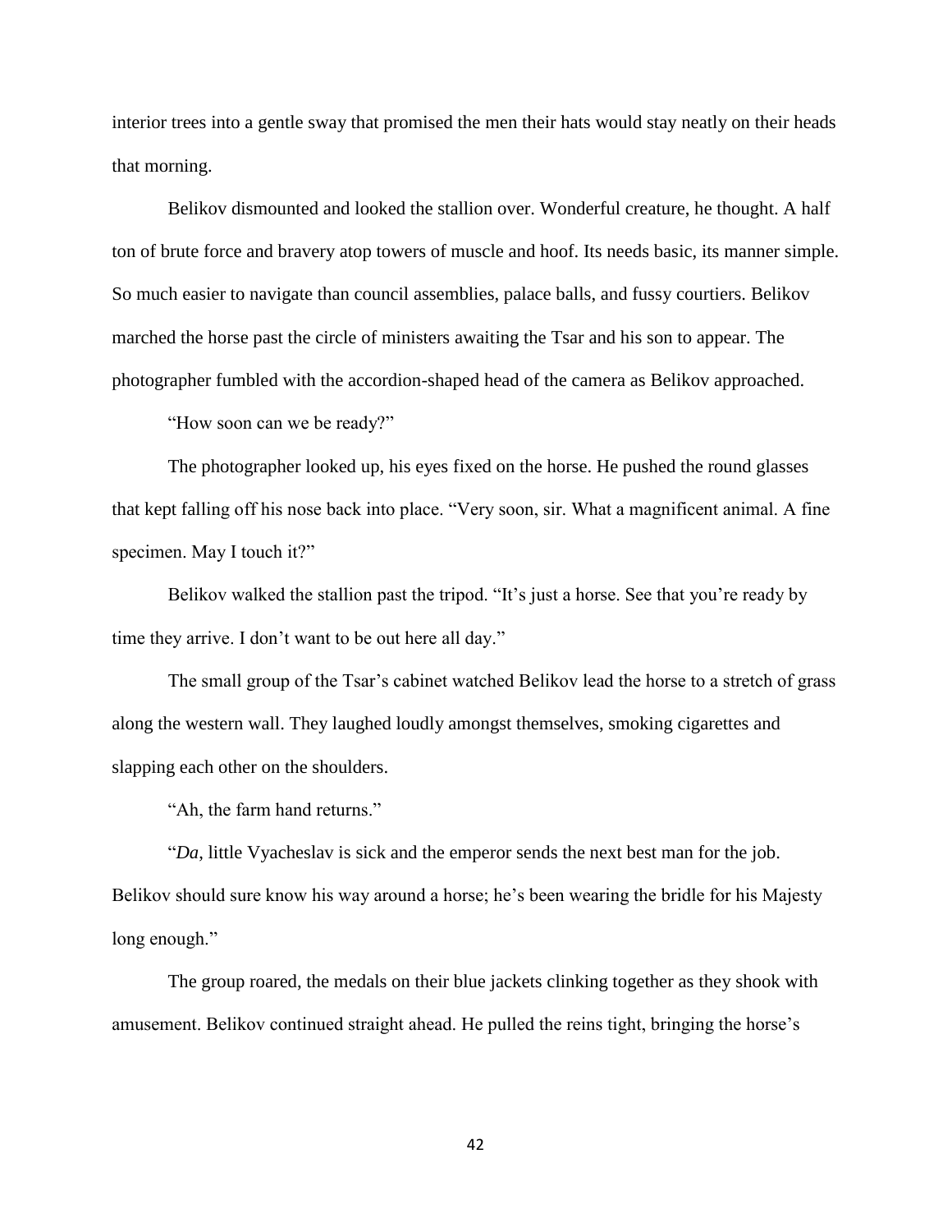interior trees into a gentle sway that promised the men their hats would stay neatly on their heads that morning.

Belikov dismounted and looked the stallion over. Wonderful creature, he thought. A half ton of brute force and bravery atop towers of muscle and hoof. Its needs basic, its manner simple. So much easier to navigate than council assemblies, palace balls, and fussy courtiers. Belikov marched the horse past the circle of ministers awaiting the Tsar and his son to appear. The photographer fumbled with the accordion-shaped head of the camera as Belikov approached.

"How soon can we be ready?"

The photographer looked up, his eyes fixed on the horse. He pushed the round glasses that kept falling off his nose back into place. "Very soon, sir. What a magnificent animal. A fine specimen. May I touch it?"

Belikov walked the stallion past the tripod. "It's just a horse. See that you're ready by time they arrive. I don't want to be out here all day."

The small group of the Tsar's cabinet watched Belikov lead the horse to a stretch of grass along the western wall. They laughed loudly amongst themselves, smoking cigarettes and slapping each other on the shoulders.

"Ah, the farm hand returns."

"*Da*, little Vyacheslav is sick and the emperor sends the next best man for the job. Belikov should sure know his way around a horse; he's been wearing the bridle for his Majesty long enough."

The group roared, the medals on their blue jackets clinking together as they shook with amusement. Belikov continued straight ahead. He pulled the reins tight, bringing the horse's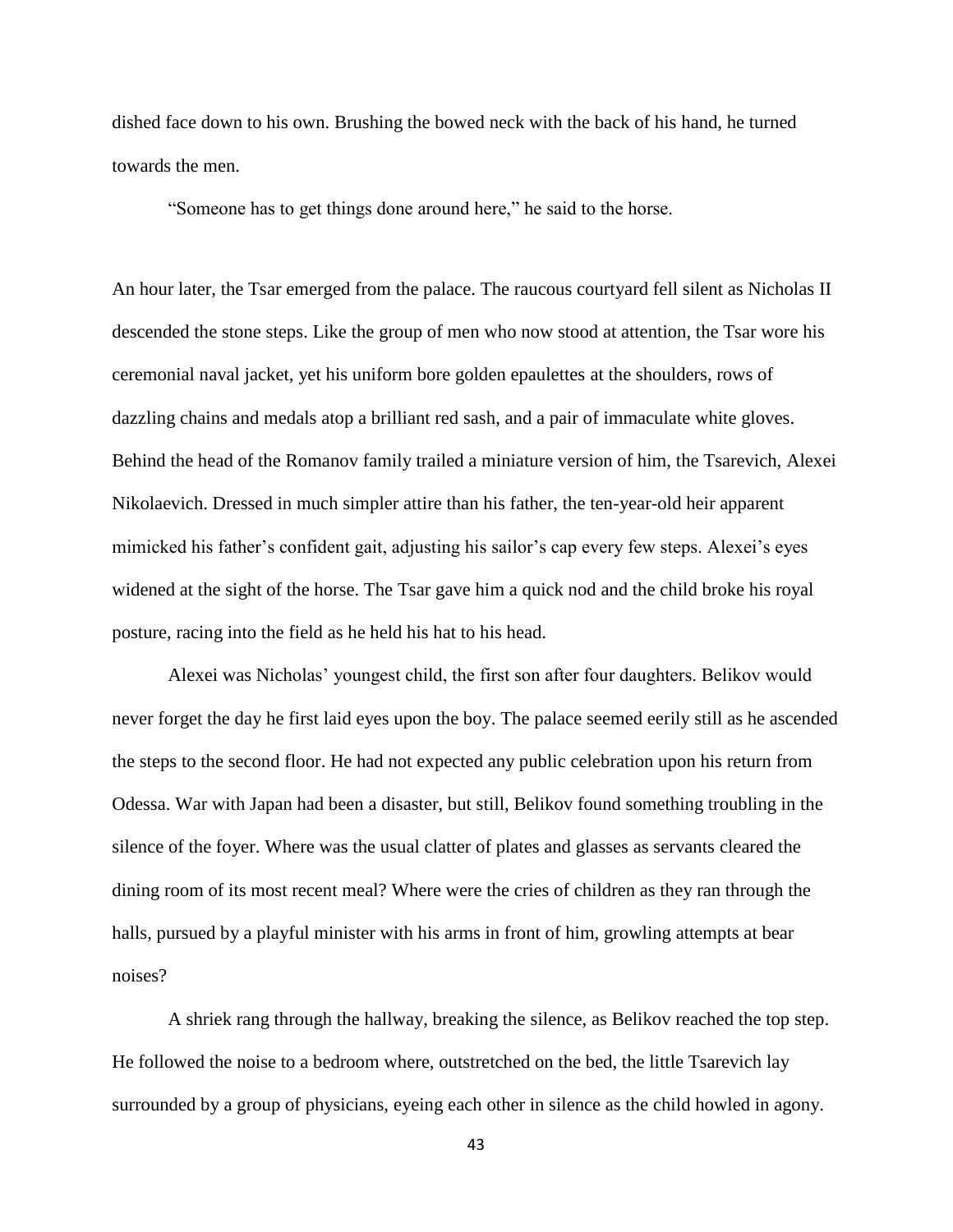dished face down to his own. Brushing the bowed neck with the back of his hand, he turned towards the men.

"Someone has to get things done around here," he said to the horse.

An hour later, the Tsar emerged from the palace. The raucous courtyard fell silent as Nicholas II descended the stone steps. Like the group of men who now stood at attention, the Tsar wore his ceremonial naval jacket, yet his uniform bore golden epaulettes at the shoulders, rows of dazzling chains and medals atop a brilliant red sash, and a pair of immaculate white gloves. Behind the head of the Romanov family trailed a miniature version of him, the Tsarevich, Alexei Nikolaevich. Dressed in much simpler attire than his father, the ten-year-old heir apparent mimicked his father's confident gait, adjusting his sailor's cap every few steps. Alexei's eyes widened at the sight of the horse. The Tsar gave him a quick nod and the child broke his royal posture, racing into the field as he held his hat to his head.

Alexei was Nicholas' youngest child, the first son after four daughters. Belikov would never forget the day he first laid eyes upon the boy. The palace seemed eerily still as he ascended the steps to the second floor. He had not expected any public celebration upon his return from Odessa. War with Japan had been a disaster, but still, Belikov found something troubling in the silence of the foyer. Where was the usual clatter of plates and glasses as servants cleared the dining room of its most recent meal? Where were the cries of children as they ran through the halls, pursued by a playful minister with his arms in front of him, growling attempts at bear noises?

A shriek rang through the hallway, breaking the silence, as Belikov reached the top step. He followed the noise to a bedroom where, outstretched on the bed, the little Tsarevich lay surrounded by a group of physicians, eyeing each other in silence as the child howled in agony.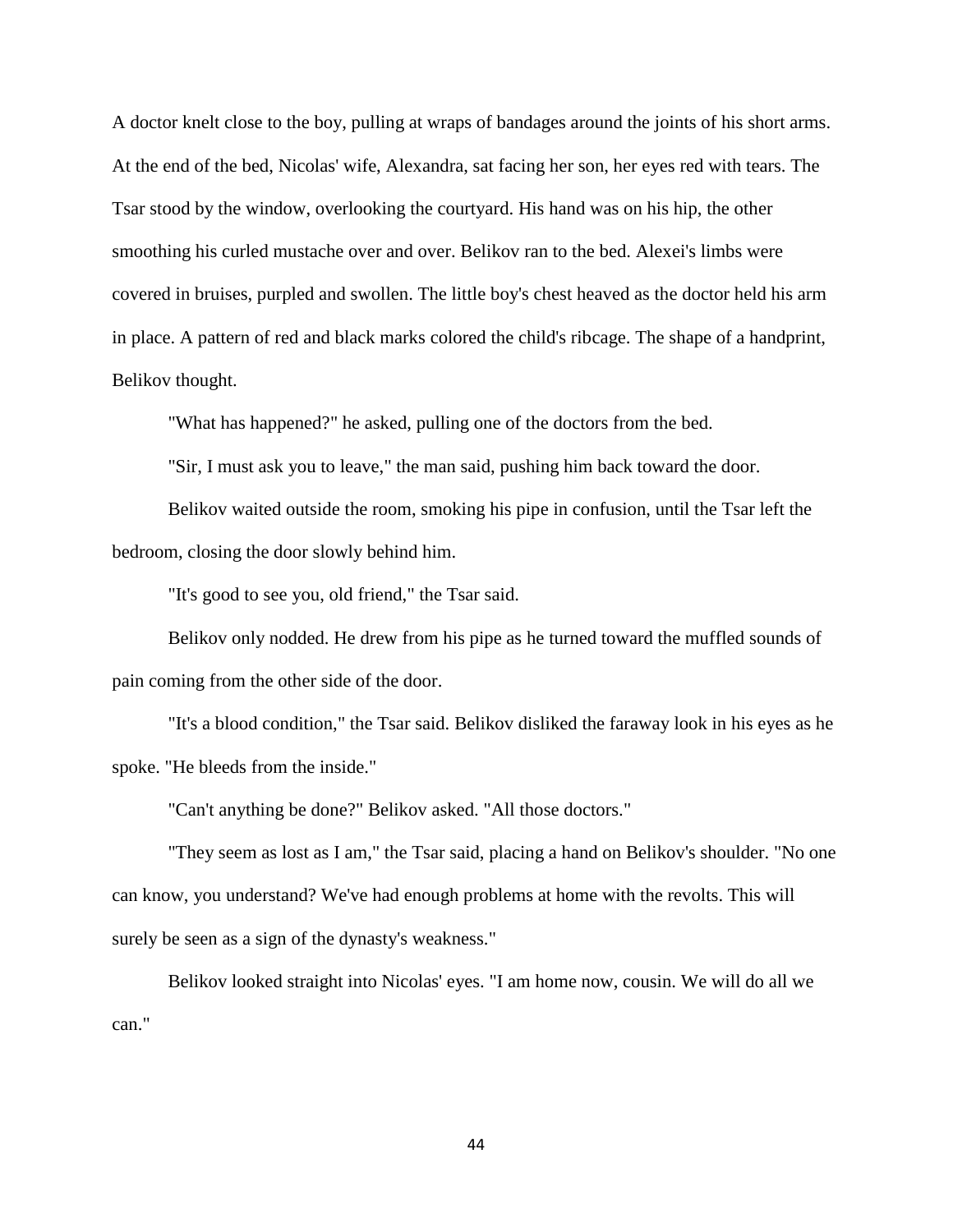A doctor knelt close to the boy, pulling at wraps of bandages around the joints of his short arms. At the end of the bed, Nicolas' wife, Alexandra, sat facing her son, her eyes red with tears. The Tsar stood by the window, overlooking the courtyard. His hand was on his hip, the other smoothing his curled mustache over and over. Belikov ran to the bed. Alexei's limbs were covered in bruises, purpled and swollen. The little boy's chest heaved as the doctor held his arm in place. A pattern of red and black marks colored the child's ribcage. The shape of a handprint, Belikov thought.

"What has happened?" he asked, pulling one of the doctors from the bed.

"Sir, I must ask you to leave," the man said, pushing him back toward the door.

Belikov waited outside the room, smoking his pipe in confusion, until the Tsar left the bedroom, closing the door slowly behind him.

"It's good to see you, old friend," the Tsar said.

Belikov only nodded. He drew from his pipe as he turned toward the muffled sounds of pain coming from the other side of the door.

"It's a blood condition," the Tsar said. Belikov disliked the faraway look in his eyes as he spoke. "He bleeds from the inside."

"Can't anything be done?" Belikov asked. "All those doctors."

"They seem as lost as I am," the Tsar said, placing a hand on Belikov's shoulder. "No one can know, you understand? We've had enough problems at home with the revolts. This will surely be seen as a sign of the dynasty's weakness."

Belikov looked straight into Nicolas' eyes. "I am home now, cousin. We will do all we can."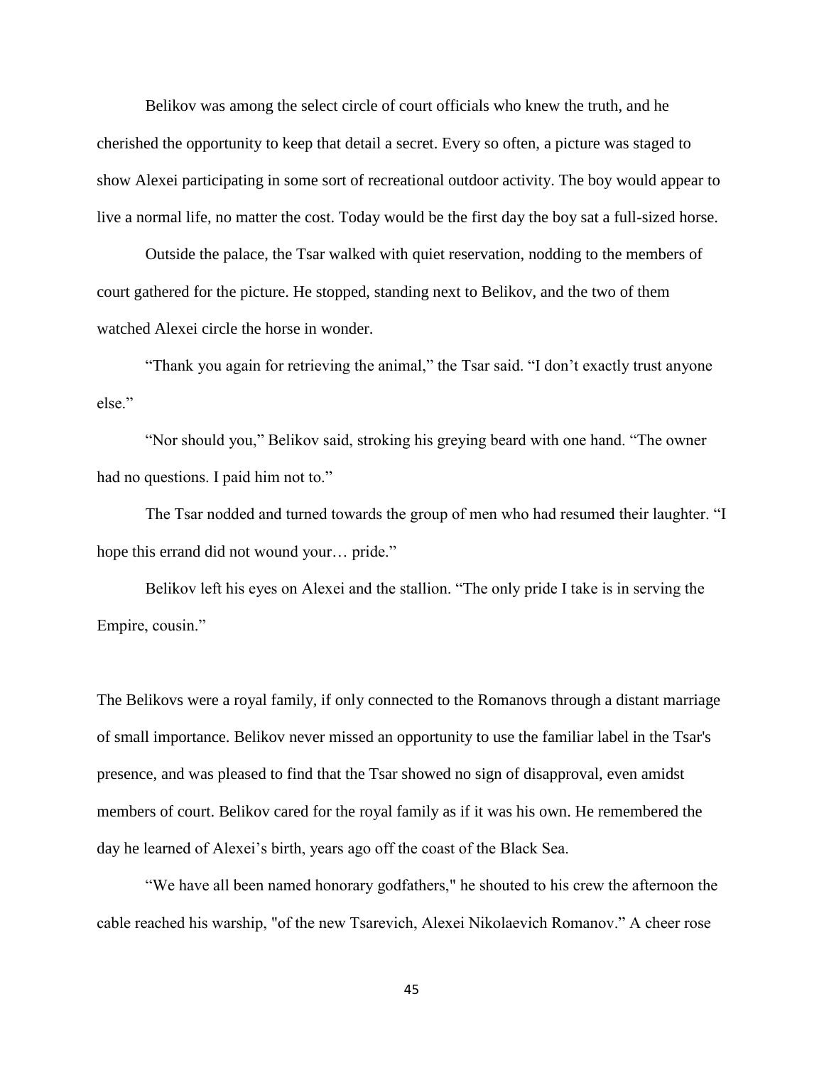Belikov was among the select circle of court officials who knew the truth, and he cherished the opportunity to keep that detail a secret. Every so often, a picture was staged to show Alexei participating in some sort of recreational outdoor activity. The boy would appear to live a normal life, no matter the cost. Today would be the first day the boy sat a full-sized horse.

Outside the palace, the Tsar walked with quiet reservation, nodding to the members of court gathered for the picture. He stopped, standing next to Belikov, and the two of them watched Alexei circle the horse in wonder.

"Thank you again for retrieving the animal," the Tsar said. "I don't exactly trust anyone else."

"Nor should you," Belikov said, stroking his greying beard with one hand. "The owner had no questions. I paid him not to."

The Tsar nodded and turned towards the group of men who had resumed their laughter. "I hope this errand did not wound your… pride."

Belikov left his eyes on Alexei and the stallion. "The only pride I take is in serving the Empire, cousin."

The Belikovs were a royal family, if only connected to the Romanovs through a distant marriage of small importance. Belikov never missed an opportunity to use the familiar label in the Tsar's presence, and was pleased to find that the Tsar showed no sign of disapproval, even amidst members of court. Belikov cared for the royal family as if it was his own. He remembered the day he learned of Alexei's birth, years ago off the coast of the Black Sea.

"We have all been named honorary godfathers," he shouted to his crew the afternoon the cable reached his warship, "of the new Tsarevich, Alexei Nikolaevich Romanov." A cheer rose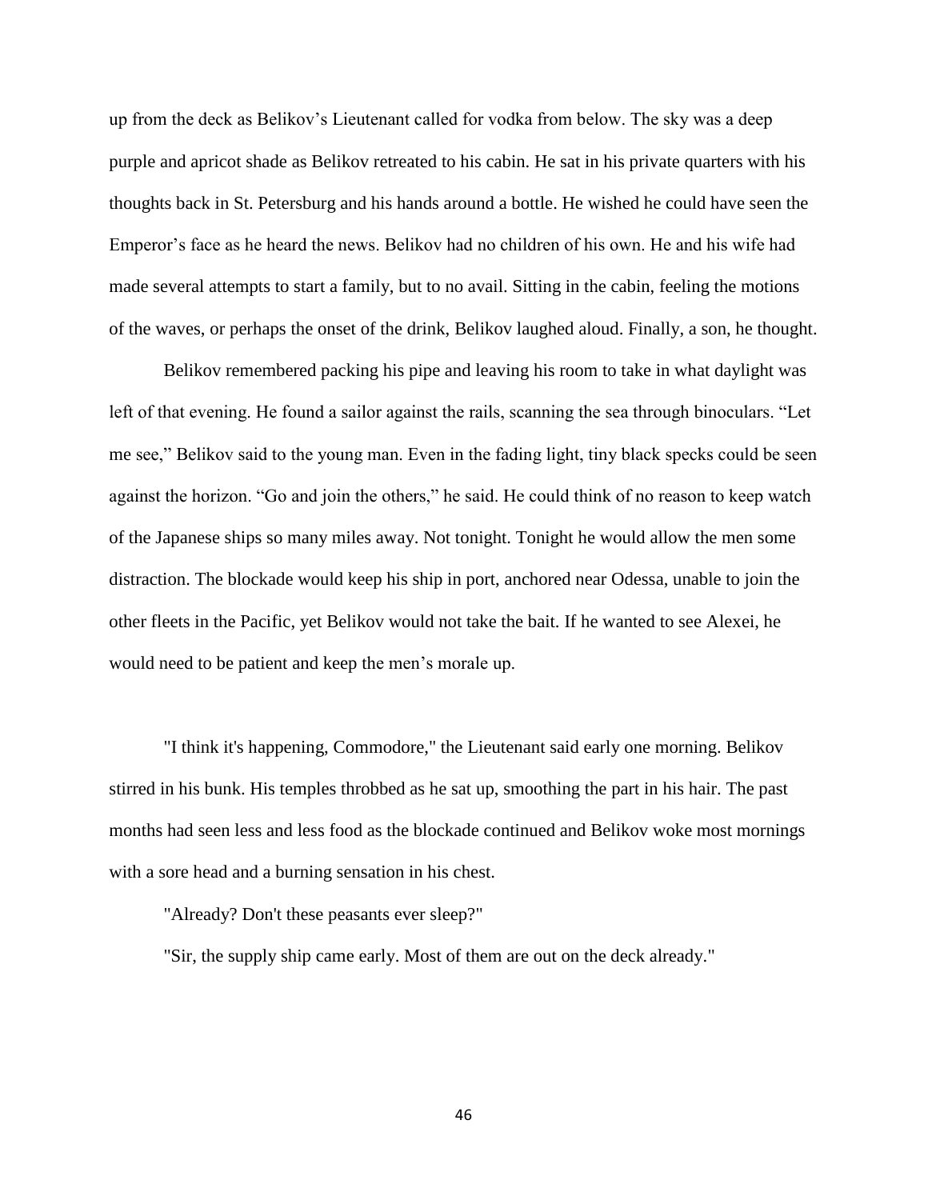up from the deck as Belikov's Lieutenant called for vodka from below. The sky was a deep purple and apricot shade as Belikov retreated to his cabin. He sat in his private quarters with his thoughts back in St. Petersburg and his hands around a bottle. He wished he could have seen the Emperor's face as he heard the news. Belikov had no children of his own. He and his wife had made several attempts to start a family, but to no avail. Sitting in the cabin, feeling the motions of the waves, or perhaps the onset of the drink, Belikov laughed aloud. Finally, a son, he thought.

Belikov remembered packing his pipe and leaving his room to take in what daylight was left of that evening. He found a sailor against the rails, scanning the sea through binoculars. "Let me see," Belikov said to the young man. Even in the fading light, tiny black specks could be seen against the horizon. "Go and join the others," he said. He could think of no reason to keep watch of the Japanese ships so many miles away. Not tonight. Tonight he would allow the men some distraction. The blockade would keep his ship in port, anchored near Odessa, unable to join the other fleets in the Pacific, yet Belikov would not take the bait. If he wanted to see Alexei, he would need to be patient and keep the men's morale up.

"I think it's happening, Commodore," the Lieutenant said early one morning. Belikov stirred in his bunk. His temples throbbed as he sat up, smoothing the part in his hair. The past months had seen less and less food as the blockade continued and Belikov woke most mornings with a sore head and a burning sensation in his chest.

"Already? Don't these peasants ever sleep?"

"Sir, the supply ship came early. Most of them are out on the deck already."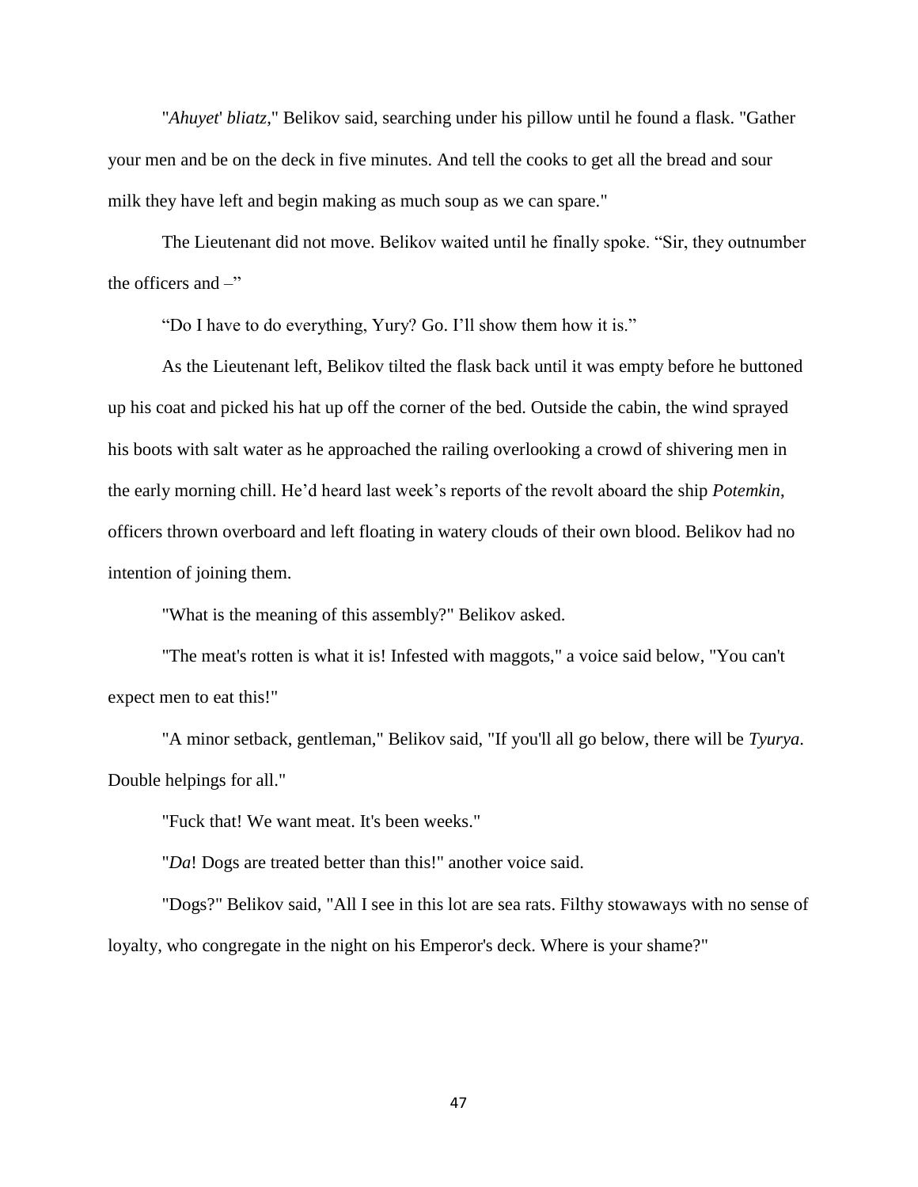"*Ahuyet*' *bliatz*," Belikov said, searching under his pillow until he found a flask. "Gather your men and be on the deck in five minutes. And tell the cooks to get all the bread and sour milk they have left and begin making as much soup as we can spare."

The Lieutenant did not move. Belikov waited until he finally spoke. "Sir, they outnumber the officers and –"

"Do I have to do everything, Yury? Go. I'll show them how it is."

As the Lieutenant left, Belikov tilted the flask back until it was empty before he buttoned up his coat and picked his hat up off the corner of the bed. Outside the cabin, the wind sprayed his boots with salt water as he approached the railing overlooking a crowd of shivering men in the early morning chill. He'd heard last week's reports of the revolt aboard the ship *Potemkin*, officers thrown overboard and left floating in watery clouds of their own blood. Belikov had no intention of joining them.

"What is the meaning of this assembly?" Belikov asked.

"The meat's rotten is what it is! Infested with maggots," a voice said below, "You can't expect men to eat this!"

"A minor setback, gentleman," Belikov said, "If you'll all go below, there will be *Tyurya*. Double helpings for all."

"Fuck that! We want meat. It's been weeks."

"*Da*! Dogs are treated better than this!" another voice said.

"Dogs?" Belikov said, "All I see in this lot are sea rats. Filthy stowaways with no sense of loyalty, who congregate in the night on his Emperor's deck. Where is your shame?"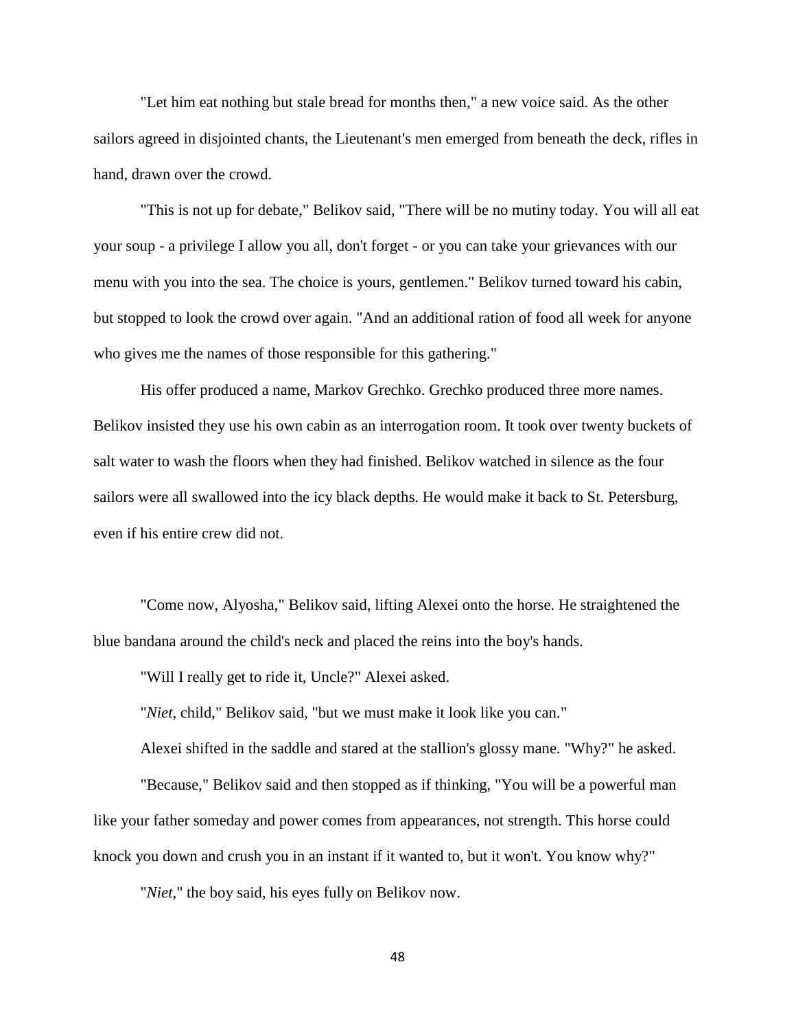"Let him eat nothing but stale bread for months then," a new voice said. As the other sailors agreed in disjointed chants, the Lieutenant's men emerged from beneath the deck, rifles in hand, drawn over the crowd.

"This is not up for debate," Belikov said, "There will be no mutiny today. You will all eat your soup - a privilege I allow you all, don't forget - or you can take your grievances with our menu with you into the sea. The choice is yours, gentlemen." Belikov turned toward his cabin, but stopped to look the crowd over again. "And an additional ration of food all week for anyone who gives me the names of those responsible for this gathering."

His offer produced a name, Markov Grechko. Grechko produced three more names. Belikov insisted they use his own cabin as an interrogation room. It took over twenty buckets of salt water to wash the floors when they had finished. Belikov watched in silence as the four sailors were all swallowed into the icy black depths. He would make it back to St. Petersburg, even if his entire crew did not.

"Come now, Alyosha," Belikov said, lifting Alexei onto the horse. He straightened the blue bandana around the child's neck and placed the reins into the boy's hands.

"Will I really get to ride it, Uncle?" Alexei asked.

"*Niet*, child," Belikov said, "but we must make it look like you can."

Alexei shifted in the saddle and stared at the stallion's glossy mane. "Why?" he asked.

"Because," Belikov said and then stopped as if thinking, "You will be a powerful man like your father someday and power comes from appearances, not strength. This horse could knock you down and crush you in an instant if it wanted to, but it won't. You know why?"

"*Niet*," the boy said, his eyes fully on Belikov now.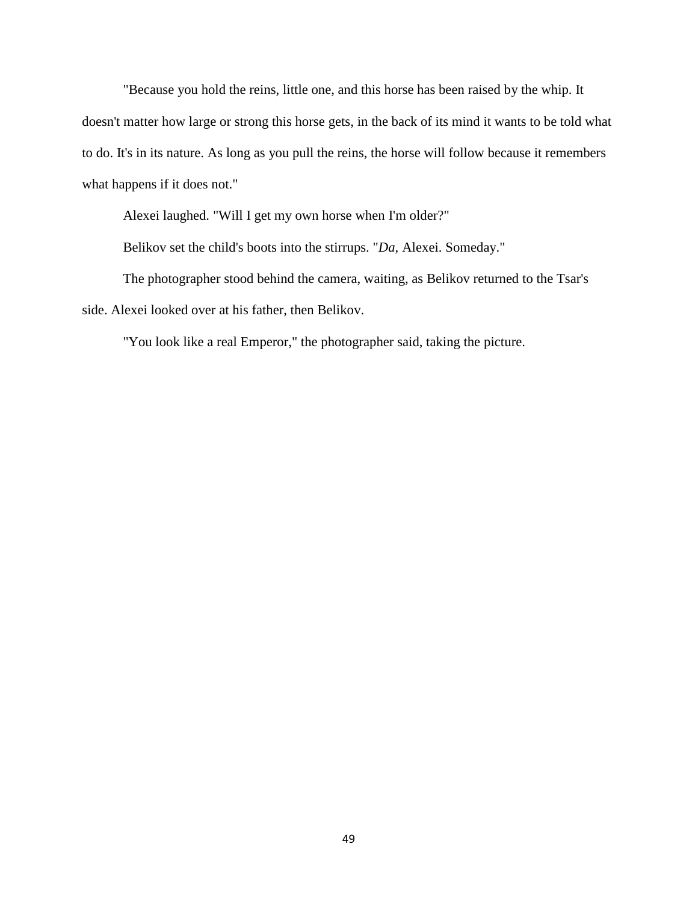"Because you hold the reins, little one, and this horse has been raised by the whip. It doesn't matter how large or strong this horse gets, in the back of its mind it wants to be told what to do. It's in its nature. As long as you pull the reins, the horse will follow because it remembers what happens if it does not."

Alexei laughed. "Will I get my own horse when I'm older?"

Belikov set the child's boots into the stirrups. "*Da*, Alexei. Someday."

The photographer stood behind the camera, waiting, as Belikov returned to the Tsar's side. Alexei looked over at his father, then Belikov.

"You look like a real Emperor," the photographer said, taking the picture.